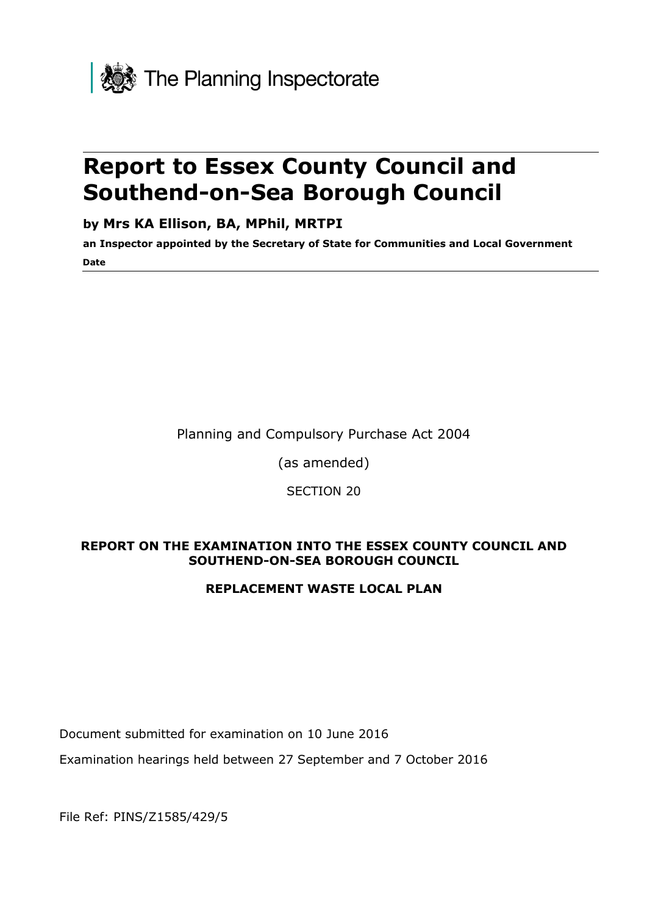The Planning Inspectorate

# Report to Essex County Council and Southend-on-Sea Borough Council

**by Mrs KA Ellison, BA, MPhil, MRTPI**

**an Inspector appointed by the Secretary of State for Communities and Local Government**

**Date**

Planning and Compulsory Purchase Act 2004

(as amended)

SECTION 20

**REPORT ON THE EXAMINATION INTO THE ESSEX COUNTY COUNCIL AND SOUTHEND-ON-SEA BOROUGH COUNCIL**

**REPLACEMENT WASTE LOCAL PLAN**

Document submitted for examination on 10 June 2016

Examination hearings held between 27 September and 7 October 2016

File Ref: PINS/Z1585/429/5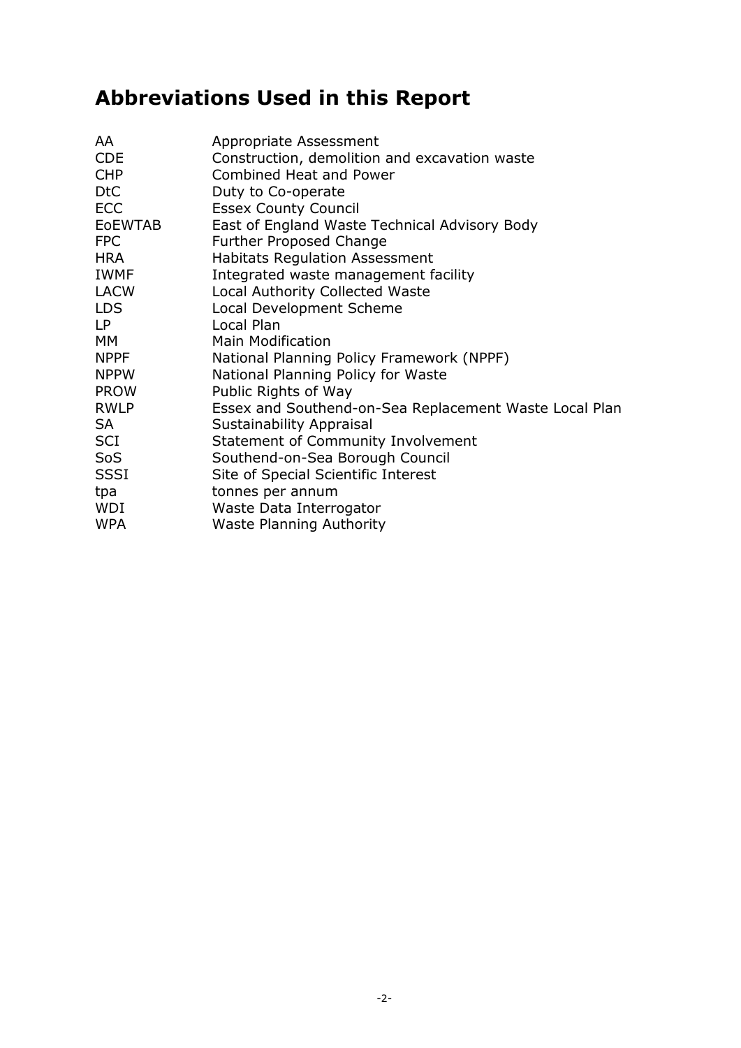# Abbreviations Used in this Report

| | |
|---|---|
| AA | Appropriate Assessment |
| CDE | Construction, demolition and excavation waste |
| CHP | Combined Heat and Power |
| DtC | Duty to Co-operate |
| ECC | Essex County Council |
| EoEWTAB | East of England Waste Technical Advisory Body |
| FPC | Further Proposed Change |
| HRA | Habitats Regulation Assessment |
| IWMF | Integrated waste management facility |
| LACW | Local Authority Collected Waste |
| LDS | Local Development Scheme |
| LP | Local Plan |
| MM | Main Modification |
| NPPF | National Planning Policy Framework (NPPF) |
| NPPW | National Planning Policy for Waste |
| PROW | Public Rights of Way |
| RWLP | Essex and Southend-on-Sea Replacement Waste Local Plan |
| SA | Sustainability Appraisal |
| SCI | Statement of Community Involvement |
| SoS | Southend-on-Sea Borough Council |
| SSSI | Site of Special Scientific Interest |
| tpa | tonnes per annum |
| WDI | Waste Data Interrogator |
| WPA | Waste Planning Authority |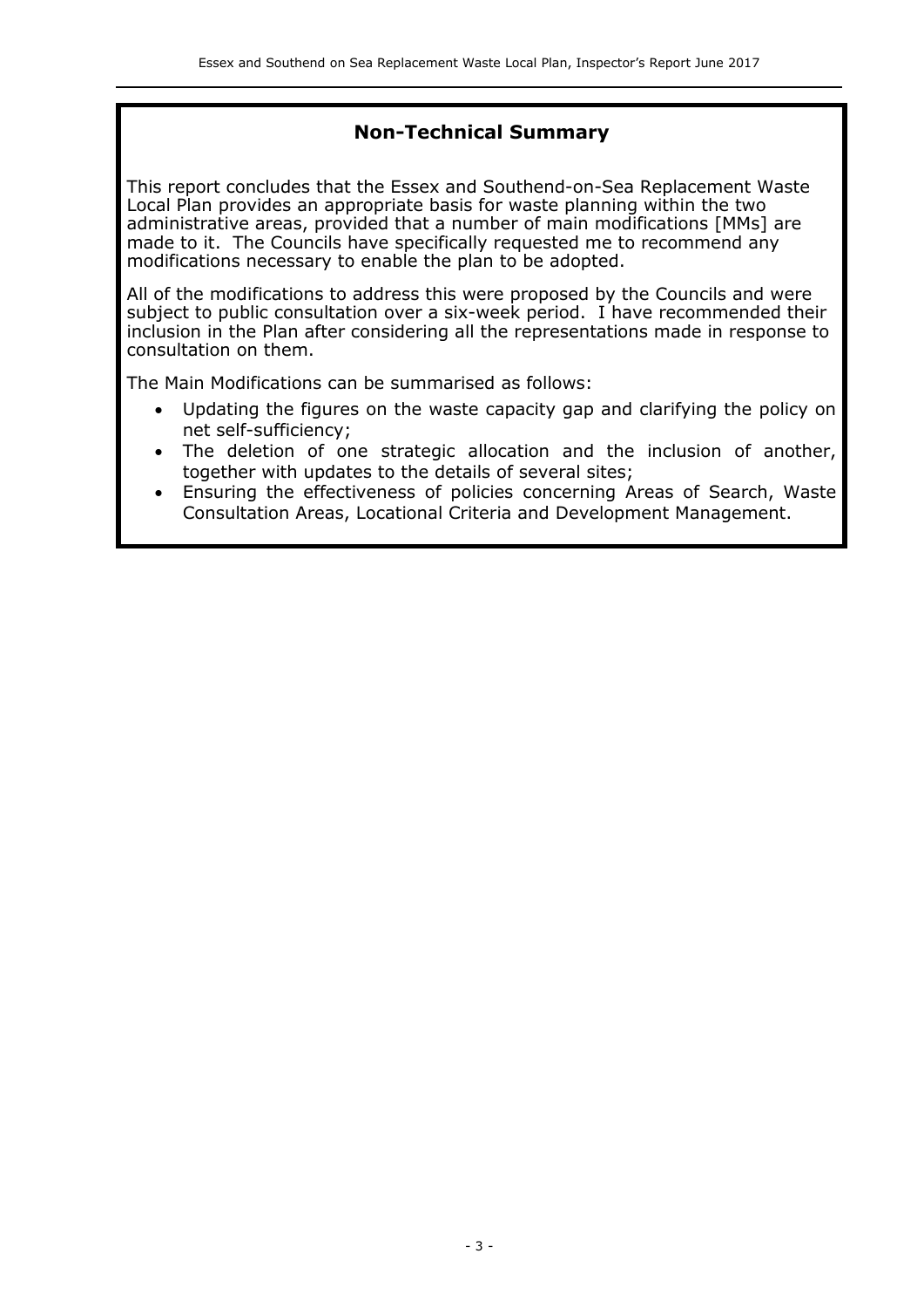## Non-Technical Summary

This report concludes that the Essex and Southend-on-Sea Replacement Waste Local Plan provides an appropriate basis for waste planning within the two administrative areas, provided that a number of main modifications [MMs] are made to it. The Councils have specifically requested me to recommend any modifications necessary to enable the plan to be adopted.

All of the modifications to address this were proposed by the Councils and were subject to public consultation over a six-week period. I have recommended their inclusion in the Plan after considering all the representations made in response to consultation on them.

The Main Modifications can be summarised as follows:

- Updating the figures on the waste capacity gap and clarifying the policy on net self-sufficiency;
- The deletion of one strategic allocation and the inclusion of another, together with updates to the details of several sites;
- Ensuring the effectiveness of policies concerning Areas of Search, Waste Consultation Areas, Locational Criteria and Development Management.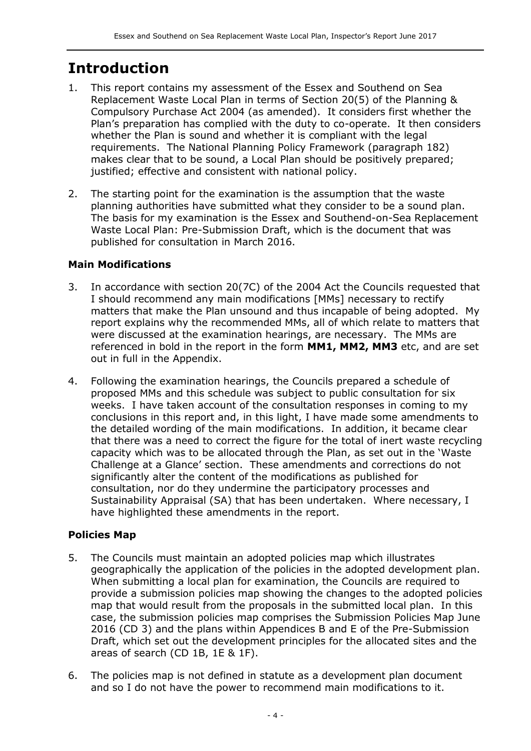# Introduction

1. This report contains my assessment of the Essex and Southend on Sea Replacement Waste Local Plan in terms of Section 20(5) of the Planning & Compulsory Purchase Act 2004 (as amended). It considers first whether the Plan's preparation has complied with the duty to co-operate. It then considers whether the Plan is sound and whether it is compliant with the legal requirements. The National Planning Policy Framework (paragraph 182) makes clear that to be sound, a Local Plan should be positively prepared; justified; effective and consistent with national policy.

2. The starting point for the examination is the assumption that the waste planning authorities have submitted what they consider to be a sound plan. The basis for my examination is the Essex and Southend-on-Sea Replacement Waste Local Plan: Pre-Submission Draft, which is the document that was published for consultation in March 2016.

### Main Modifications

3. In accordance with section 20(7C) of the 2004 Act the Councils requested that I should recommend any main modifications [MMs] necessary to rectify matters that make the Plan unsound and thus incapable of being adopted. My report explains why the recommended MMs, all of which relate to matters that were discussed at the examination hearings, are necessary. The MMs are referenced in bold in the report in the form **MM1, MM2, MM3** etc, and are set out in full in the Appendix.

4. Following the examination hearings, the Councils prepared a schedule of proposed MMs and this schedule was subject to public consultation for six weeks. I have taken account of the consultation responses in coming to my conclusions in this report and, in this light, I have made some amendments to the detailed wording of the main modifications. In addition, it became clear that there was a need to correct the figure for the total of inert waste recycling capacity which was to be allocated through the Plan, as set out in the 'Waste Challenge at a Glance' section. These amendments and corrections do not significantly alter the content of the modifications as published for consultation, nor do they undermine the participatory processes and Sustainability Appraisal (SA) that has been undertaken. Where necessary, I have highlighted these amendments in the report.

### Policies Map

5. The Councils must maintain an adopted policies map which illustrates geographically the application of the policies in the adopted development plan. When submitting a local plan for examination, the Councils are required to provide a submission policies map showing the changes to the adopted policies map that would result from the proposals in the submitted local plan. In this case, the submission policies map comprises the Submission Policies Map June 2016 (CD 3) and the plans within Appendices B and E of the Pre-Submission Draft, which set out the development principles for the allocated sites and the areas of search (CD 1B, 1E & 1F).

6. The policies map is not defined in statute as a development plan document and so I do not have the power to recommend main modifications to it.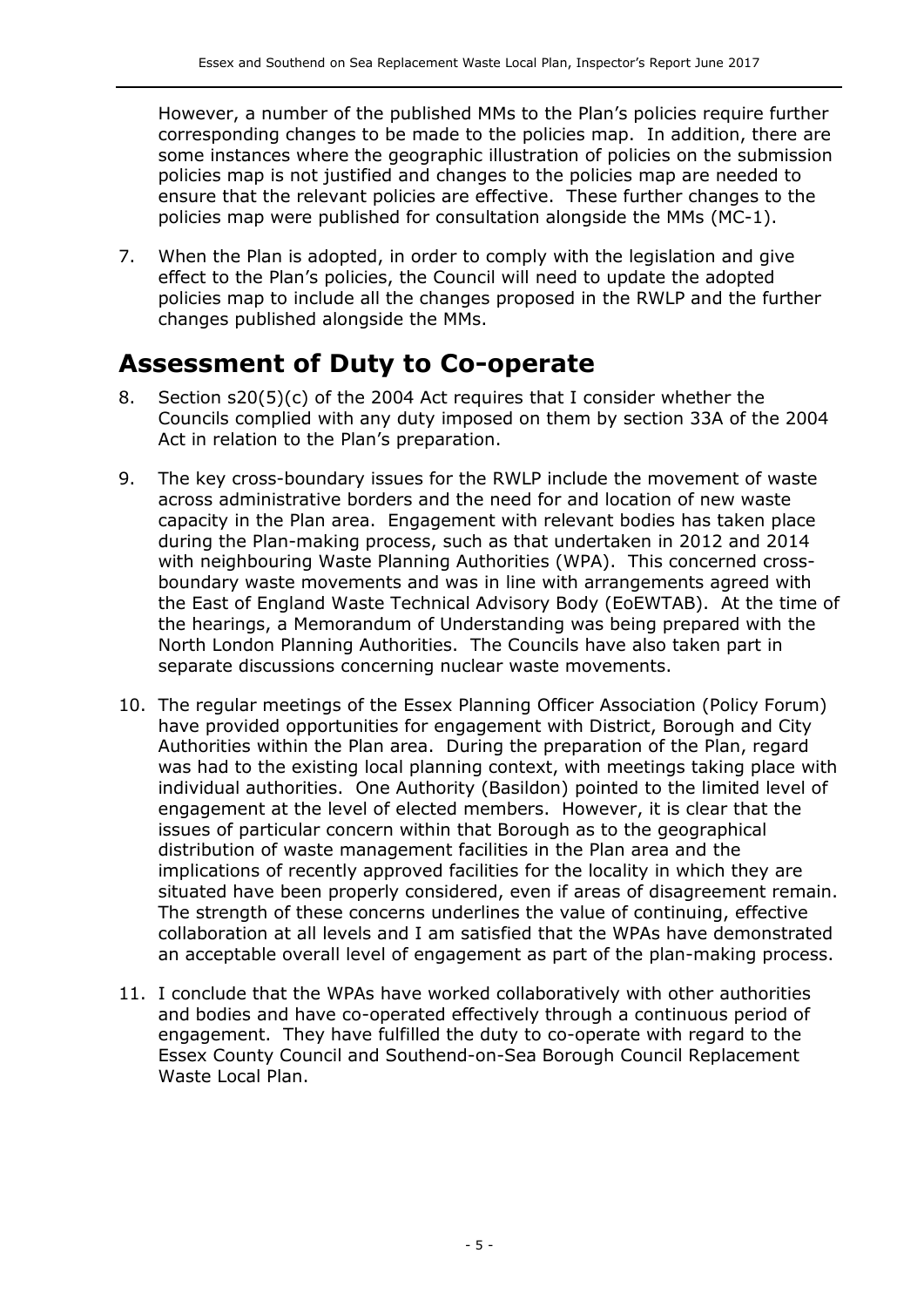However, a number of the published MMs to the Plan's policies require further corresponding changes to be made to the policies map. In addition, there are some instances where the geographic illustration of policies on the submission policies map is not justified and changes to the policies map are needed to ensure that the relevant policies are effective. These further changes to the policies map were published for consultation alongside the MMs (MC-1).

7. When the Plan is adopted, in order to comply with the legislation and give effect to the Plan's policies, the Council will need to update the adopted policies map to include all the changes proposed in the RWLP and the further changes published alongside the MMs.

## Assessment of Duty to Co-operate

8. Section s20(5)(c) of the 2004 Act requires that I consider whether the Councils complied with any duty imposed on them by section 33A of the 2004 Act in relation to the Plan's preparation.

9. The key cross-boundary issues for the RWLP include the movement of waste across administrative borders and the need for and location of new waste capacity in the Plan area. Engagement with relevant bodies has taken place during the Plan-making process, such as that undertaken in 2012 and 2014 with neighbouring Waste Planning Authorities (WPA). This concerned cross-boundary waste movements and was in line with arrangements agreed with the East of England Waste Technical Advisory Body (EoEWTAB). At the time of the hearings, a Memorandum of Understanding was being prepared with the North London Planning Authorities. The Councils have also taken part in separate discussions concerning nuclear waste movements.

10. The regular meetings of the Essex Planning Officer Association (Policy Forum) have provided opportunities for engagement with District, Borough and City Authorities within the Plan area. During the preparation of the Plan, regard was had to the existing local planning context, with meetings taking place with individual authorities. One Authority (Basildon) pointed to the limited level of engagement at the level of elected members. However, it is clear that the issues of particular concern within that Borough as to the geographical distribution of waste management facilities in the Plan area and the implications of recently approved facilities for the locality in which they are situated have been properly considered, even if areas of disagreement remain. The strength of these concerns underlines the value of continuing, effective collaboration at all levels and I am satisfied that the WPAs have demonstrated an acceptable overall level of engagement as part of the plan-making process.

11. I conclude that the WPAs have worked collaboratively with other authorities and bodies and have co-operated effectively through a continuous period of engagement. They have fulfilled the duty to co-operate with regard to the Essex County Council and Southend-on-Sea Borough Council Replacement Waste Local Plan.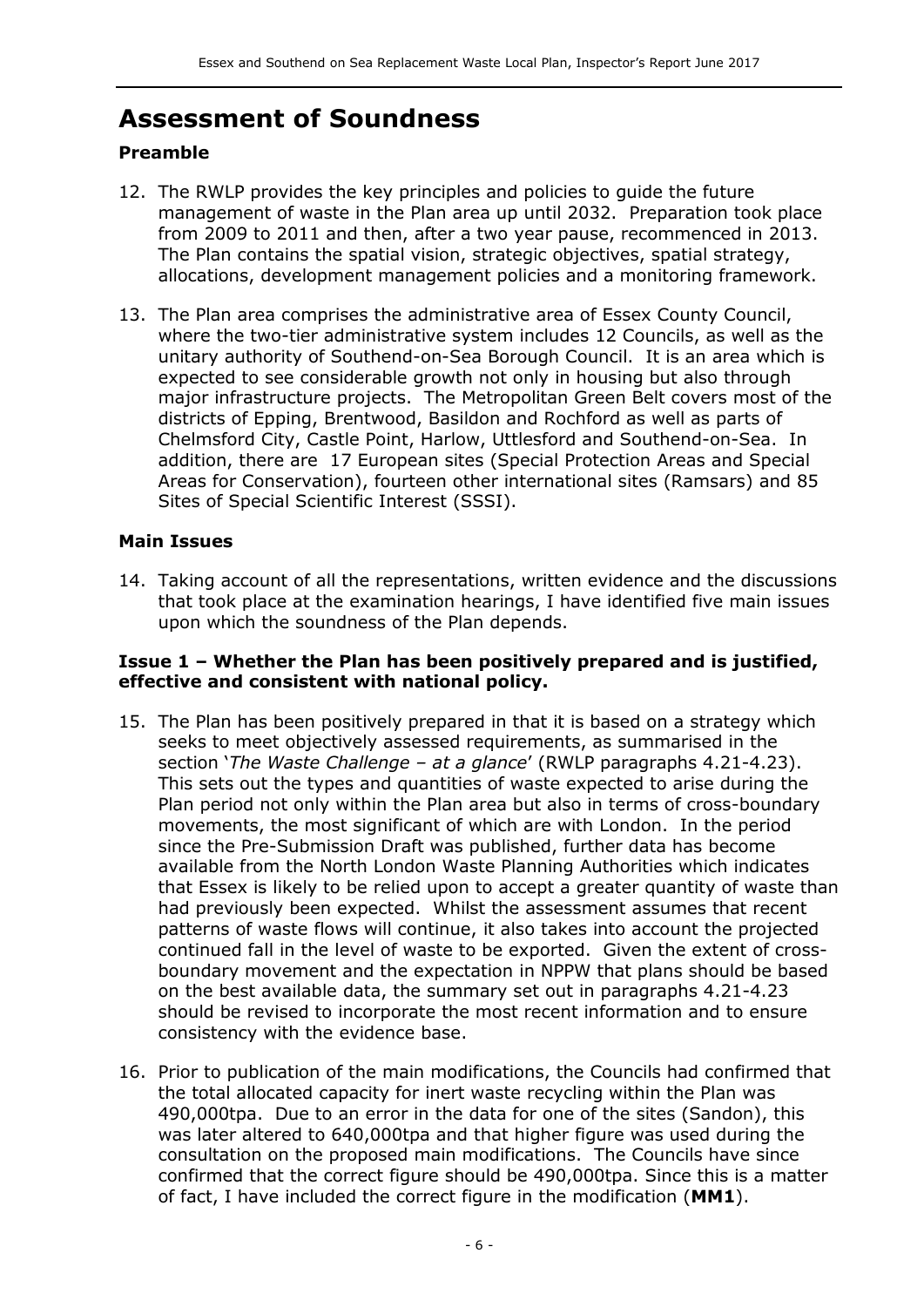# Assessment of Soundness

### Preamble

12. The RWLP provides the key principles and policies to guide the future management of waste in the Plan area up until 2032. Preparation took place from 2009 to 2011 and then, after a two year pause, recommenced in 2013. The Plan contains the spatial vision, strategic objectives, spatial strategy, allocations, development management policies and a monitoring framework.

13. The Plan area comprises the administrative area of Essex County Council, where the two-tier administrative system includes 12 Councils, as well as the unitary authority of Southend-on-Sea Borough Council. It is an area which is expected to see considerable growth not only in housing but also through major infrastructure projects. The Metropolitan Green Belt covers most of the districts of Epping, Brentwood, Basildon and Rochford as well as parts of Chelmsford City, Castle Point, Harlow, Uttlesford and Southend-on-Sea. In addition, there are 17 European sites (Special Protection Areas and Special Areas for Conservation), fourteen other international sites (Ramsars) and 85 Sites of Special Scientific Interest (SSSI).

### Main Issues

14. Taking account of all the representations, written evidence and the discussions that took place at the examination hearings, I have identified five main issues upon which the soundness of the Plan depends.

### Issue 1 – Whether the Plan has been positively prepared and is justified, effective and consistent with national policy.

15. The Plan has been positively prepared in that it is based on a strategy which seeks to meet objectively assessed requirements, as summarised in the section '*The Waste Challenge – at a glance*' (RWLP paragraphs 4.21-4.23). This sets out the types and quantities of waste expected to arise during the Plan period not only within the Plan area but also in terms of cross-boundary movements, the most significant of which are with London. In the period since the Pre-Submission Draft was published, further data has become available from the North London Waste Planning Authorities which indicates that Essex is likely to be relied upon to accept a greater quantity of waste than had previously been expected. Whilst the assessment assumes that recent patterns of waste flows will continue, it also takes into account the projected continued fall in the level of waste to be exported. Given the extent of cross-boundary movement and the expectation in NPPW that plans should be based on the best available data, the summary set out in paragraphs 4.21-4.23 should be revised to incorporate the most recent information and to ensure consistency with the evidence base.

16. Prior to publication of the main modifications, the Councils had confirmed that the total allocated capacity for inert waste recycling within the Plan was 490,000tpa. Due to an error in the data for one of the sites (Sandon), this was later altered to 640,000tpa and that higher figure was used during the consultation on the proposed main modifications. The Councils have since confirmed that the correct figure should be 490,000tpa. Since this is a matter of fact, I have included the correct figure in the modification (**MM1**).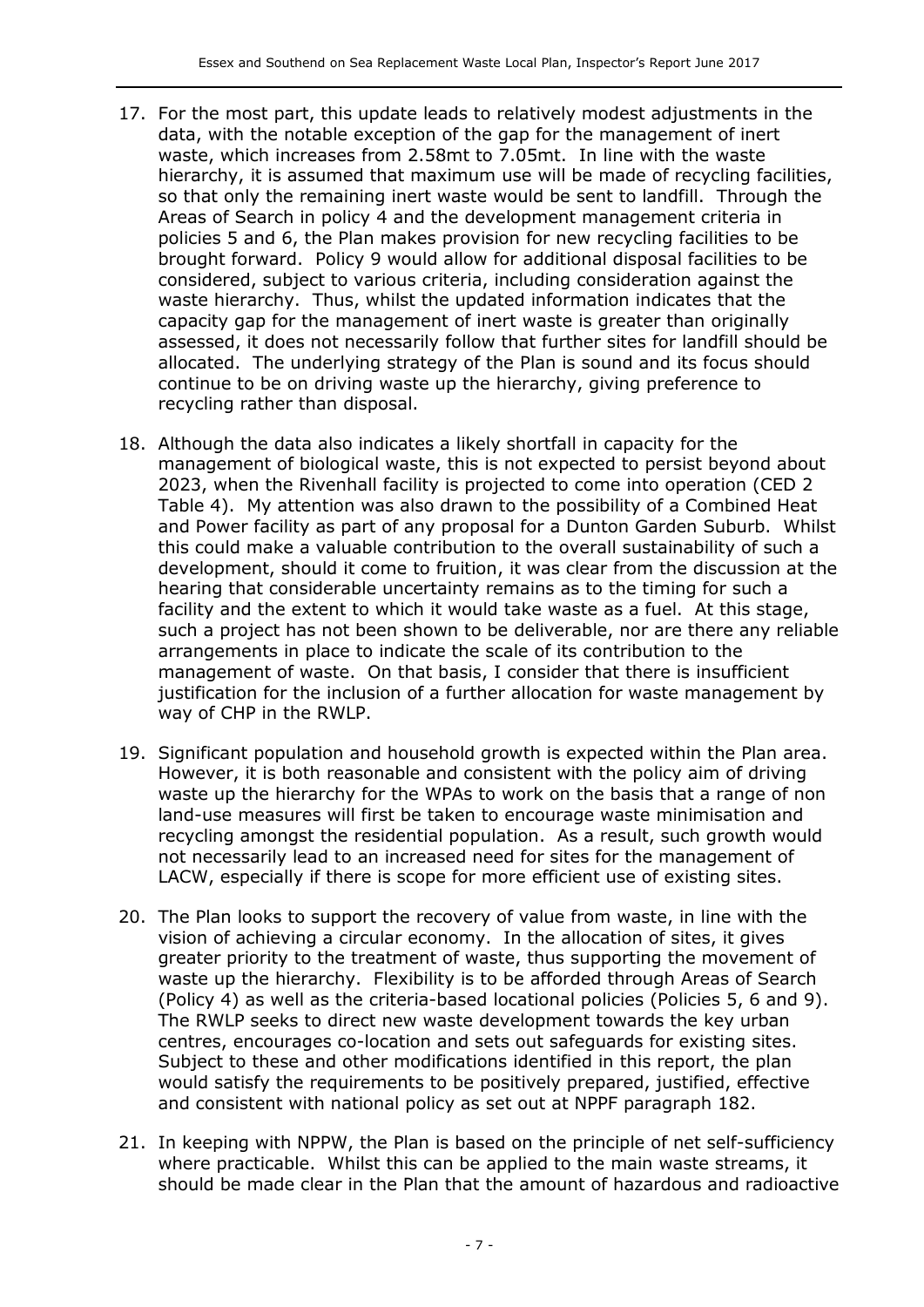17. For the most part, this update leads to relatively modest adjustments in the data, with the notable exception of the gap for the management of inert waste, which increases from 2.58mt to 7.05mt. In line with the waste hierarchy, it is assumed that maximum use will be made of recycling facilities, so that only the remaining inert waste would be sent to landfill. Through the Areas of Search in policy 4 and the development management criteria in policies 5 and 6, the Plan makes provision for new recycling facilities to be brought forward. Policy 9 would allow for additional disposal facilities to be considered, subject to various criteria, including consideration against the waste hierarchy. Thus, whilst the updated information indicates that the capacity gap for the management of inert waste is greater than originally assessed, it does not necessarily follow that further sites for landfill should be allocated. The underlying strategy of the Plan is sound and its focus should continue to be on driving waste up the hierarchy, giving preference to recycling rather than disposal.

18. Although the data also indicates a likely shortfall in capacity for the management of biological waste, this is not expected to persist beyond about 2023, when the Rivenhall facility is projected to come into operation (CED 2 Table 4). My attention was also drawn to the possibility of a Combined Heat and Power facility as part of any proposal for a Dunton Garden Suburb. Whilst this could make a valuable contribution to the overall sustainability of such a development, should it come to fruition, it was clear from the discussion at the hearing that considerable uncertainty remains as to the timing for such a facility and the extent to which it would take waste as a fuel. At this stage, such a project has not been shown to be deliverable, nor are there any reliable arrangements in place to indicate the scale of its contribution to the management of waste. On that basis, I consider that there is insufficient justification for the inclusion of a further allocation for waste management by way of CHP in the RWLP.

19. Significant population and household growth is expected within the Plan area. However, it is both reasonable and consistent with the policy aim of driving waste up the hierarchy for the WPAs to work on the basis that a range of non land-use measures will first be taken to encourage waste minimisation and recycling amongst the residential population. As a result, such growth would not necessarily lead to an increased need for sites for the management of LACW, especially if there is scope for more efficient use of existing sites.

20. The Plan looks to support the recovery of value from waste, in line with the vision of achieving a circular economy. In the allocation of sites, it gives greater priority to the treatment of waste, thus supporting the movement of waste up the hierarchy. Flexibility is to be afforded through Areas of Search (Policy 4) as well as the criteria-based locational policies (Policies 5, 6 and 9). The RWLP seeks to direct new waste development towards the key urban centres, encourages co-location and sets out safeguards for existing sites. Subject to these and other modifications identified in this report, the plan would satisfy the requirements to be positively prepared, justified, effective and consistent with national policy as set out at NPPF paragraph 182.

21. In keeping with NPPW, the Plan is based on the principle of net self-sufficiency where practicable. Whilst this can be applied to the main waste streams, it should be made clear in the Plan that the amount of hazardous and radioactive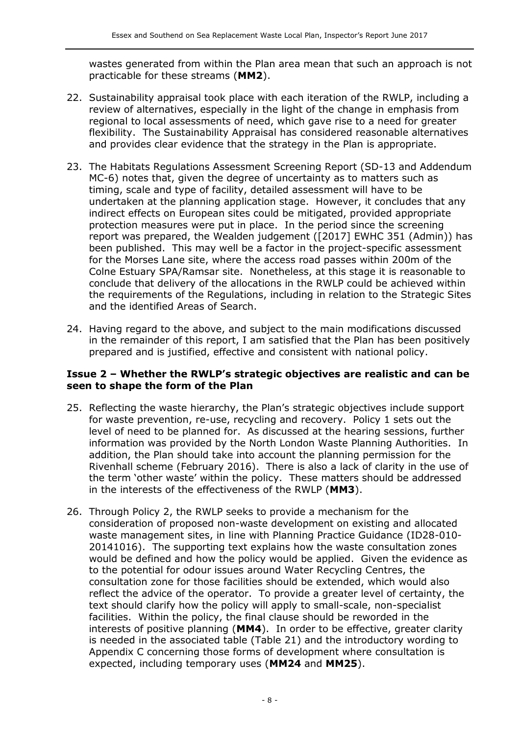wastes generated from within the Plan area mean that such an approach is not practicable for these streams (**MM2**).

22. Sustainability appraisal took place with each iteration of the RWLP, including a review of alternatives, especially in the light of the change in emphasis from regional to local assessments of need, which gave rise to a need for greater flexibility. The Sustainability Appraisal has considered reasonable alternatives and provides clear evidence that the strategy in the Plan is appropriate.

23. The Habitats Regulations Assessment Screening Report (SD-13 and Addendum MC-6) notes that, given the degree of uncertainty as to matters such as timing, scale and type of facility, detailed assessment will have to be undertaken at the planning application stage. However, it concludes that any indirect effects on European sites could be mitigated, provided appropriate protection measures were put in place. In the period since the screening report was prepared, the Wealden judgement ([2017] EWHC 351 (Admin)) has been published. This may well be a factor in the project-specific assessment for the Morses Lane site, where the access road passes within 200m of the Colne Estuary SPA/Ramsar site. Nonetheless, at this stage it is reasonable to conclude that delivery of the allocations in the RWLP could be achieved within the requirements of the Regulations, including in relation to the Strategic Sites and the identified Areas of Search.

24. Having regard to the above, and subject to the main modifications discussed in the remainder of this report, I am satisfied that the Plan has been positively prepared and is justified, effective and consistent with national policy.

### Issue 2 – Whether the RWLP's strategic objectives are realistic and can be seen to shape the form of the Plan

25. Reflecting the waste hierarchy, the Plan's strategic objectives include support for waste prevention, re-use, recycling and recovery. Policy 1 sets out the level of need to be planned for. As discussed at the hearing sessions, further information was provided by the North London Waste Planning Authorities. In addition, the Plan should take into account the planning permission for the Rivenhall scheme (February 2016). There is also a lack of clarity in the use of the term 'other waste' within the policy. These matters should be addressed in the interests of the effectiveness of the RWLP (**MM3**).

26. Through Policy 2, the RWLP seeks to provide a mechanism for the consideration of proposed non-waste development on existing and allocated waste management sites, in line with Planning Practice Guidance (ID28-010-20141016). The supporting text explains how the waste consultation zones would be defined and how the policy would be applied. Given the evidence as to the potential for odour issues around Water Recycling Centres, the consultation zone for those facilities should be extended, which would also reflect the advice of the operator. To provide a greater level of certainty, the text should clarify how the policy will apply to small-scale, non-specialist facilities. Within the policy, the final clause should be reworded in the interests of positive planning (**MM4**). In order to be effective, greater clarity is needed in the associated table (Table 21) and the introductory wording to Appendix C concerning those forms of development where consultation is expected, including temporary uses (**MM24** and **MM25**).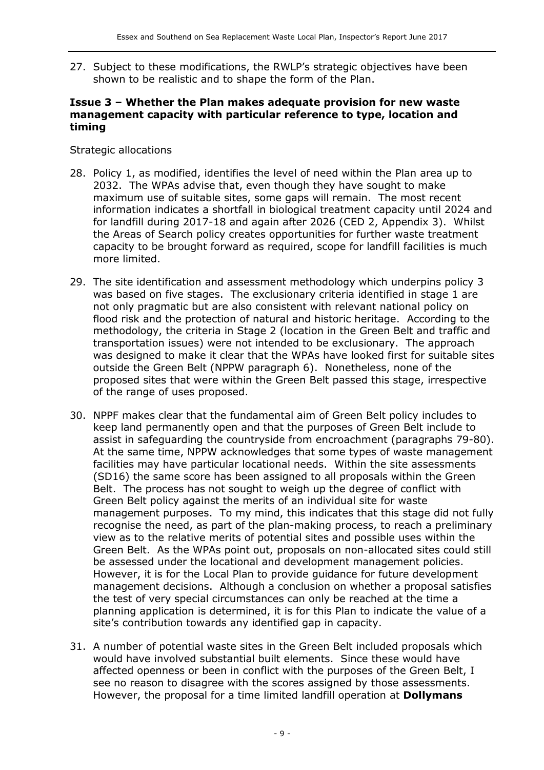27. Subject to these modifications, the RWLP's strategic objectives have been shown to be realistic and to shape the form of the Plan.

### Issue 3 – Whether the Plan makes adequate provision for new waste management capacity with particular reference to type, location and timing

Strategic allocations

28. Policy 1, as modified, identifies the level of need within the Plan area up to 2032. The WPAs advise that, even though they have sought to make maximum use of suitable sites, some gaps will remain. The most recent information indicates a shortfall in biological treatment capacity until 2024 and for landfill during 2017-18 and again after 2026 (CED 2, Appendix 3). Whilst the Areas of Search policy creates opportunities for further waste treatment capacity to be brought forward as required, scope for landfill facilities is much more limited.

29. The site identification and assessment methodology which underpins policy 3 was based on five stages. The exclusionary criteria identified in stage 1 are not only pragmatic but are also consistent with relevant national policy on flood risk and the protection of natural and historic heritage. According to the methodology, the criteria in Stage 2 (location in the Green Belt and traffic and transportation issues) were not intended to be exclusionary. The approach was designed to make it clear that the WPAs have looked first for suitable sites outside the Green Belt (NPPW paragraph 6). Nonetheless, none of the proposed sites that were within the Green Belt passed this stage, irrespective of the range of uses proposed.

30. NPPF makes clear that the fundamental aim of Green Belt policy includes to keep land permanently open and that the purposes of Green Belt include to assist in safeguarding the countryside from encroachment (paragraphs 79-80). At the same time, NPPW acknowledges that some types of waste management facilities may have particular locational needs. Within the site assessments (SD16) the same score has been assigned to all proposals within the Green Belt. The process has not sought to weigh up the degree of conflict with Green Belt policy against the merits of an individual site for waste management purposes. To my mind, this indicates that this stage did not fully recognise the need, as part of the plan-making process, to reach a preliminary view as to the relative merits of potential sites and possible uses within the Green Belt. As the WPAs point out, proposals on non-allocated sites could still be assessed under the locational and development management policies. However, it is for the Local Plan to provide guidance for future development management decisions. Although a conclusion on whether a proposal satisfies the test of very special circumstances can only be reached at the time a planning application is determined, it is for this Plan to indicate the value of a site's contribution towards any identified gap in capacity.

31. A number of potential waste sites in the Green Belt included proposals which would have involved substantial built elements. Since these would have affected openness or been in conflict with the purposes of the Green Belt, I see no reason to disagree with the scores assigned by those assessments. However, the proposal for a time limited landfill operation at **Dollymans**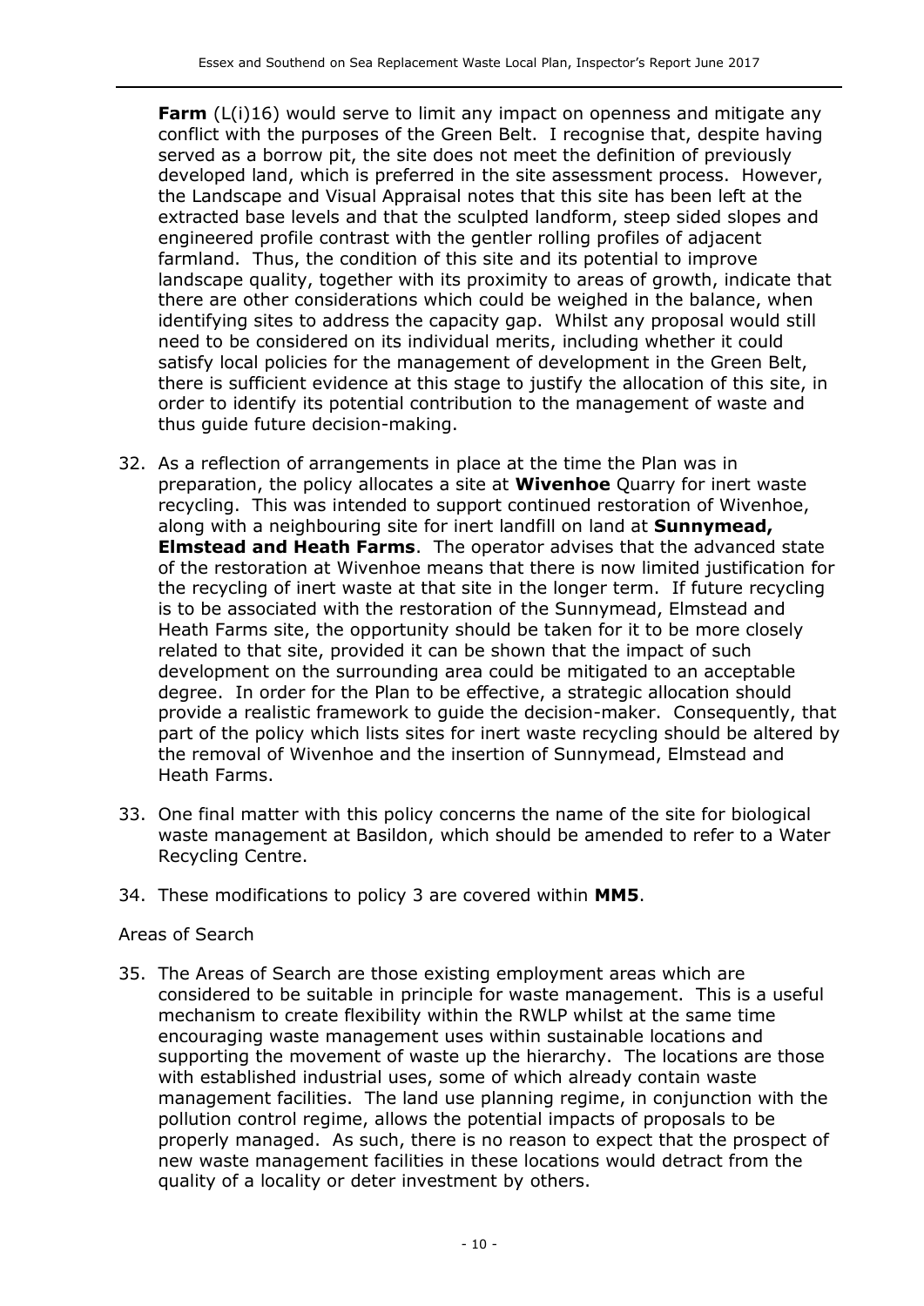**Farm** (L(i)16) would serve to limit any impact on openness and mitigate any conflict with the purposes of the Green Belt. I recognise that, despite having served as a borrow pit, the site does not meet the definition of previously developed land, which is preferred in the site assessment process. However, the Landscape and Visual Appraisal notes that this site has been left at the extracted base levels and that the sculpted landform, steep sided slopes and engineered profile contrast with the gentler rolling profiles of adjacent farmland. Thus, the condition of this site and its potential to improve landscape quality, together with its proximity to areas of growth, indicate that there are other considerations which could be weighed in the balance, when identifying sites to address the capacity gap. Whilst any proposal would still need to be considered on its individual merits, including whether it could satisfy local policies for the management of development in the Green Belt, there is sufficient evidence at this stage to justify the allocation of this site, in order to identify its potential contribution to the management of waste and thus guide future decision-making.

32. As a reflection of arrangements in place at the time the Plan was in preparation, the policy allocates a site at **Wivenhoe** Quarry for inert waste recycling. This was intended to support continued restoration of Wivenhoe, along with a neighbouring site for inert landfill on land at **Sunnymead, Elmstead and Heath Farms**. The operator advises that the advanced state of the restoration at Wivenhoe means that there is now limited justification for the recycling of inert waste at that site in the longer term. If future recycling is to be associated with the restoration of the Sunnymead, Elmstead and Heath Farms site, the opportunity should be taken for it to be more closely related to that site, provided it can be shown that the impact of such development on the surrounding area could be mitigated to an acceptable degree. In order for the Plan to be effective, a strategic allocation should provide a realistic framework to guide the decision-maker. Consequently, that part of the policy which lists sites for inert waste recycling should be altered by the removal of Wivenhoe and the insertion of Sunnymead, Elmstead and Heath Farms.

33. One final matter with this policy concerns the name of the site for biological waste management at Basildon, which should be amended to refer to a Water Recycling Centre.

34. These modifications to policy 3 are covered within **MM5**.

Areas of Search

35. The Areas of Search are those existing employment areas which are considered to be suitable in principle for waste management. This is a useful mechanism to create flexibility within the RWLP whilst at the same time encouraging waste management uses within sustainable locations and supporting the movement of waste up the hierarchy. The locations are those with established industrial uses, some of which already contain waste management facilities. The land use planning regime, in conjunction with the pollution control regime, allows the potential impacts of proposals to be properly managed. As such, there is no reason to expect that the prospect of new waste management facilities in these locations would detract from the quality of a locality or deter investment by others.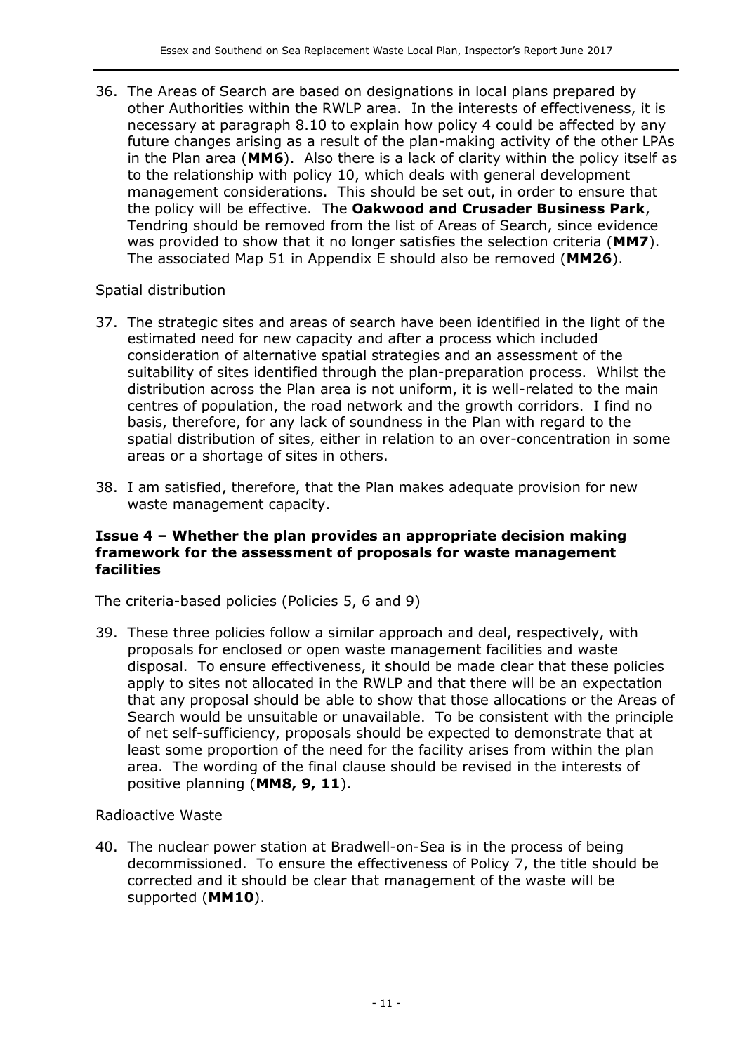36. The Areas of Search are based on designations in local plans prepared by other Authorities within the RWLP area. In the interests of effectiveness, it is necessary at paragraph 8.10 to explain how policy 4 could be affected by any future changes arising as a result of the plan-making activity of the other LPAs in the Plan area (**MM6**). Also there is a lack of clarity within the policy itself as to the relationship with policy 10, which deals with general development management considerations. This should be set out, in order to ensure that the policy will be effective. The **Oakwood and Crusader Business Park**, Tendring should be removed from the list of Areas of Search, since evidence was provided to show that it no longer satisfies the selection criteria (**MM7**). The associated Map 51 in Appendix E should also be removed (**MM26**).

Spatial distribution

37. The strategic sites and areas of search have been identified in the light of the estimated need for new capacity and after a process which included consideration of alternative spatial strategies and an assessment of the suitability of sites identified through the plan-preparation process. Whilst the distribution across the Plan area is not uniform, it is well-related to the main centres of population, the road network and the growth corridors. I find no basis, therefore, for any lack of soundness in the Plan with regard to the spatial distribution of sites, either in relation to an over-concentration in some areas or a shortage of sites in others.

38. I am satisfied, therefore, that the Plan makes adequate provision for new waste management capacity.

### Issue 4 – Whether the plan provides an appropriate decision making framework for the assessment of proposals for waste management facilities

The criteria-based policies (Policies 5, 6 and 9)

39. These three policies follow a similar approach and deal, respectively, with proposals for enclosed or open waste management facilities and waste disposal. To ensure effectiveness, it should be made clear that these policies apply to sites not allocated in the RWLP and that there will be an expectation that any proposal should be able to show that those allocations or the Areas of Search would be unsuitable or unavailable. To be consistent with the principle of net self-sufficiency, proposals should be expected to demonstrate that at least some proportion of the need for the facility arises from within the plan area. The wording of the final clause should be revised in the interests of positive planning (**MM8, 9, 11**).

Radioactive Waste

40. The nuclear power station at Bradwell-on-Sea is in the process of being decommissioned. To ensure the effectiveness of Policy 7, the title should be corrected and it should be clear that management of the waste will be supported (**MM10**).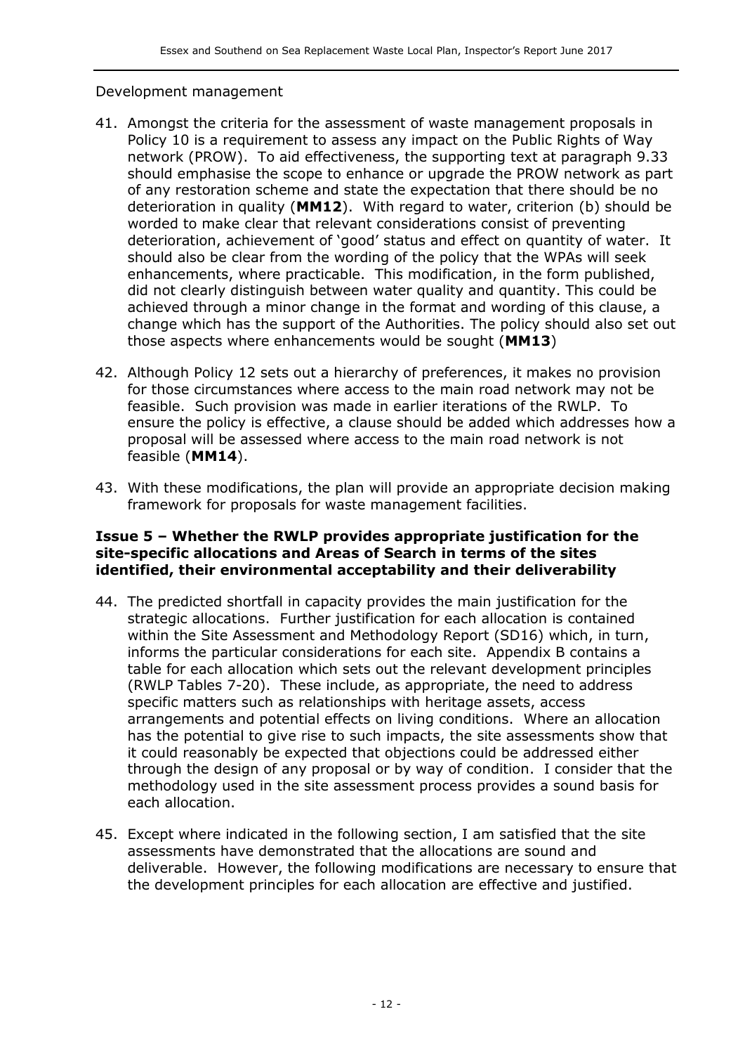Development management

41. Amongst the criteria for the assessment of waste management proposals in Policy 10 is a requirement to assess any impact on the Public Rights of Way network (PROW). To aid effectiveness, the supporting text at paragraph 9.33 should emphasise the scope to enhance or upgrade the PROW network as part of any restoration scheme and state the expectation that there should be no deterioration in quality (**MM12**). With regard to water, criterion (b) should be worded to make clear that relevant considerations consist of preventing deterioration, achievement of 'good' status and effect on quantity of water. It should also be clear from the wording of the policy that the WPAs will seek enhancements, where practicable. This modification, in the form published, did not clearly distinguish between water quality and quantity. This could be achieved through a minor change in the format and wording of this clause, a change which has the support of the Authorities. The policy should also set out those aspects where enhancements would be sought (**MM13**)

42. Although Policy 12 sets out a hierarchy of preferences, it makes no provision for those circumstances where access to the main road network may not be feasible. Such provision was made in earlier iterations of the RWLP. To ensure the policy is effective, a clause should be added which addresses how a proposal will be assessed where access to the main road network is not feasible (**MM14**).

43. With these modifications, the plan will provide an appropriate decision making framework for proposals for waste management facilities.

### Issue 5 – Whether the RWLP provides appropriate justification for the site-specific allocations and Areas of Search in terms of the sites identified, their environmental acceptability and their deliverability

44. The predicted shortfall in capacity provides the main justification for the strategic allocations. Further justification for each allocation is contained within the Site Assessment and Methodology Report (SD16) which, in turn, informs the particular considerations for each site. Appendix B contains a table for each allocation which sets out the relevant development principles (RWLP Tables 7-20). These include, as appropriate, the need to address specific matters such as relationships with heritage assets, access arrangements and potential effects on living conditions. Where an allocation has the potential to give rise to such impacts, the site assessments show that it could reasonably be expected that objections could be addressed either through the design of any proposal or by way of condition. I consider that the methodology used in the site assessment process provides a sound basis for each allocation.

45. Except where indicated in the following section, I am satisfied that the site assessments have demonstrated that the allocations are sound and deliverable. However, the following modifications are necessary to ensure that the development principles for each allocation are effective and justified.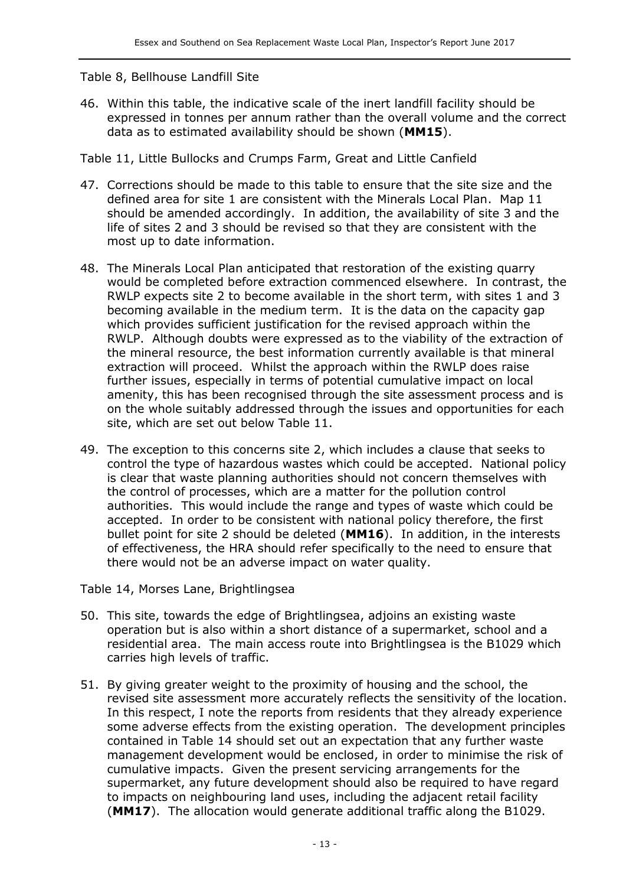Table 8, Bellhouse Landfill Site

46. Within this table, the indicative scale of the inert landfill facility should be expressed in tonnes per annum rather than the overall volume and the correct data as to estimated availability should be shown (**MM15**).

Table 11, Little Bullocks and Crumps Farm, Great and Little Canfield

47. Corrections should be made to this table to ensure that the site size and the defined area for site 1 are consistent with the Minerals Local Plan. Map 11 should be amended accordingly. In addition, the availability of site 3 and the life of sites 2 and 3 should be revised so that they are consistent with the most up to date information.

48. The Minerals Local Plan anticipated that restoration of the existing quarry would be completed before extraction commenced elsewhere. In contrast, the RWLP expects site 2 to become available in the short term, with sites 1 and 3 becoming available in the medium term. It is the data on the capacity gap which provides sufficient justification for the revised approach within the RWLP. Although doubts were expressed as to the viability of the extraction of the mineral resource, the best information currently available is that mineral extraction will proceed. Whilst the approach within the RWLP does raise further issues, especially in terms of potential cumulative impact on local amenity, this has been recognised through the site assessment process and is on the whole suitably addressed through the issues and opportunities for each site, which are set out below Table 11.

49. The exception to this concerns site 2, which includes a clause that seeks to control the type of hazardous wastes which could be accepted. National policy is clear that waste planning authorities should not concern themselves with the control of processes, which are a matter for the pollution control authorities. This would include the range and types of waste which could be accepted. In order to be consistent with national policy therefore, the first bullet point for site 2 should be deleted (**MM16**). In addition, in the interests of effectiveness, the HRA should refer specifically to the need to ensure that there would not be an adverse impact on water quality.

Table 14, Morses Lane, Brightlingsea

50. This site, towards the edge of Brightlingsea, adjoins an existing waste operation but is also within a short distance of a supermarket, school and a residential area. The main access route into Brightlingsea is the B1029 which carries high levels of traffic.

51. By giving greater weight to the proximity of housing and the school, the revised site assessment more accurately reflects the sensitivity of the location. In this respect, I note the reports from residents that they already experience some adverse effects from the existing operation. The development principles contained in Table 14 should set out an expectation that any further waste management development would be enclosed, in order to minimise the risk of cumulative impacts. Given the present servicing arrangements for the supermarket, any future development should also be required to have regard to impacts on neighbouring land uses, including the adjacent retail facility (**MM17**). The allocation would generate additional traffic along the B1029.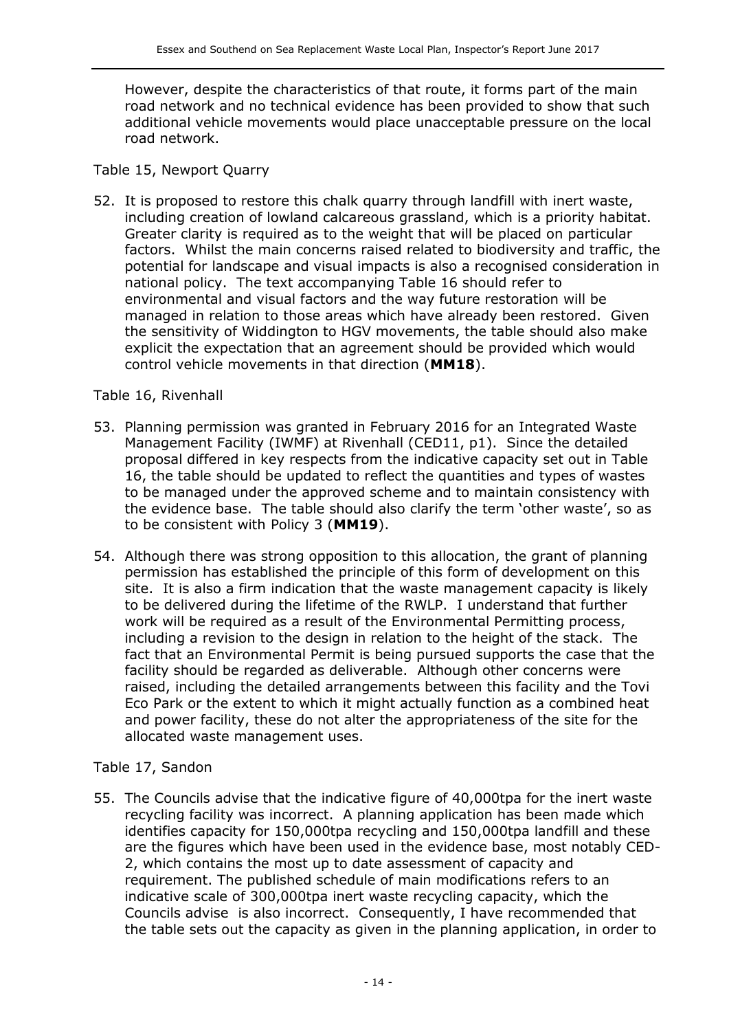However, despite the characteristics of that route, it forms part of the main road network and no technical evidence has been provided to show that such additional vehicle movements would place unacceptable pressure on the local road network.

Table 15, Newport Quarry

52. It is proposed to restore this chalk quarry through landfill with inert waste, including creation of lowland calcareous grassland, which is a priority habitat. Greater clarity is required as to the weight that will be placed on particular factors. Whilst the main concerns raised related to biodiversity and traffic, the potential for landscape and visual impacts is also a recognised consideration in national policy. The text accompanying Table 16 should refer to environmental and visual factors and the way future restoration will be managed in relation to those areas which have already been restored. Given the sensitivity of Widdington to HGV movements, the table should also make explicit the expectation that an agreement should be provided which would control vehicle movements in that direction (**MM18**).

Table 16, Rivenhall

53. Planning permission was granted in February 2016 for an Integrated Waste Management Facility (IWMF) at Rivenhall (CED11, p1). Since the detailed proposal differed in key respects from the indicative capacity set out in Table 16, the table should be updated to reflect the quantities and types of wastes to be managed under the approved scheme and to maintain consistency with the evidence base. The table should also clarify the term 'other waste', so as to be consistent with Policy 3 (**MM19**).

54. Although there was strong opposition to this allocation, the grant of planning permission has established the principle of this form of development on this site. It is also a firm indication that the waste management capacity is likely to be delivered during the lifetime of the RWLP. I understand that further work will be required as a result of the Environmental Permitting process, including a revision to the design in relation to the height of the stack. The fact that an Environmental Permit is being pursued supports the case that the facility should be regarded as deliverable. Although other concerns were raised, including the detailed arrangements between this facility and the Tovi Eco Park or the extent to which it might actually function as a combined heat and power facility, these do not alter the appropriateness of the site for the allocated waste management uses.

Table 17, Sandon

55. The Councils advise that the indicative figure of 40,000tpa for the inert waste recycling facility was incorrect. A planning application has been made which identifies capacity for 150,000tpa recycling and 150,000tpa landfill and these are the figures which have been used in the evidence base, most notably CED-2, which contains the most up to date assessment of capacity and requirement. The published schedule of main modifications refers to an indicative scale of 300,000tpa inert waste recycling capacity, which the Councils advise is also incorrect. Consequently, I have recommended that the table sets out the capacity as given in the planning application, in order to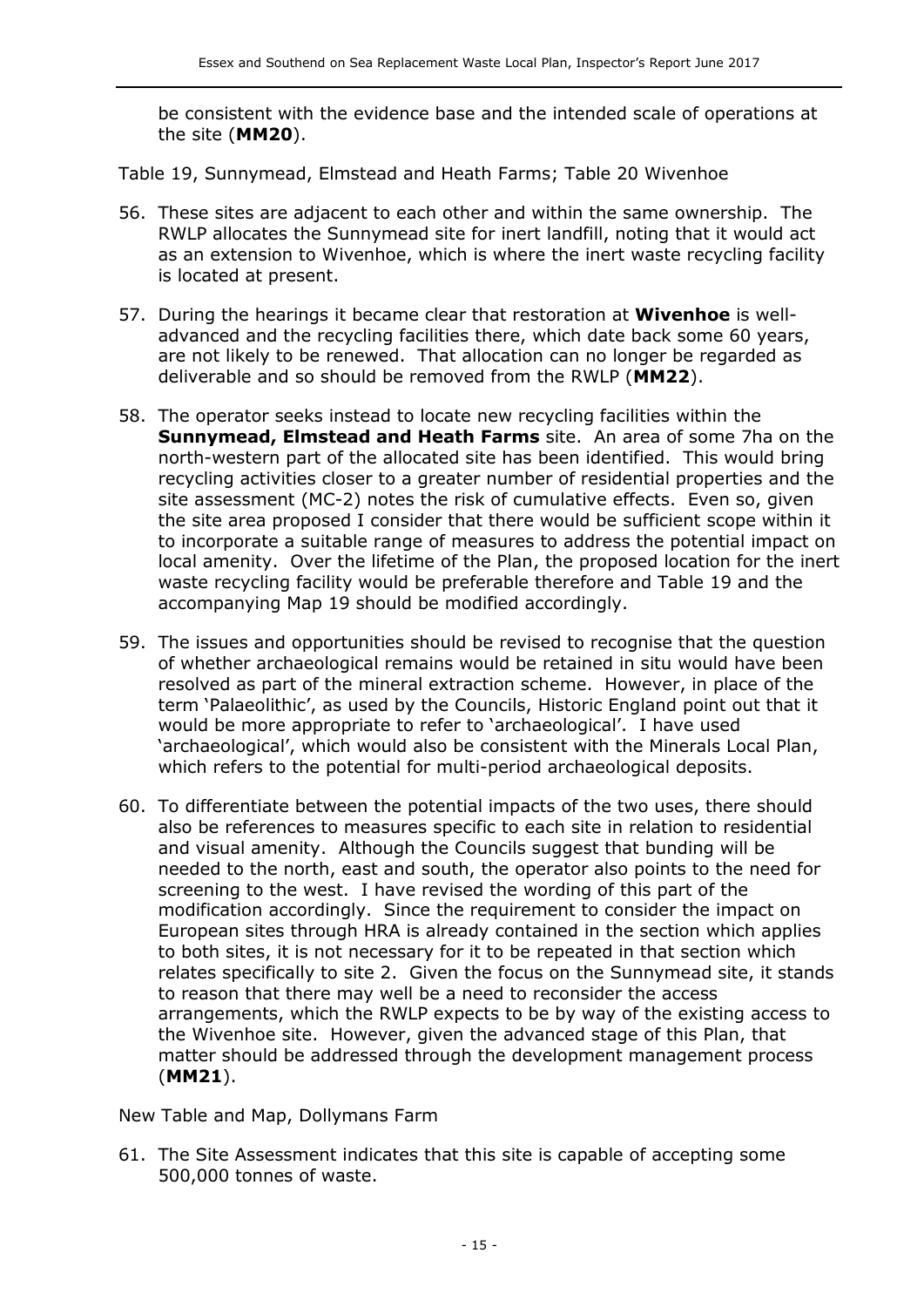be consistent with the evidence base and the intended scale of operations at the site (**MM20**).

Table 19, Sunnymead, Elmstead and Heath Farms; Table 20 Wivenhoe

56. These sites are adjacent to each other and within the same ownership. The RWLP allocates the Sunnymead site for inert landfill, noting that it would act as an extension to Wivenhoe, which is where the inert waste recycling facility is located at present.

57. During the hearings it became clear that restoration at **Wivenhoe** is well-advanced and the recycling facilities there, which date back some 60 years, are not likely to be renewed. That allocation can no longer be regarded as deliverable and so should be removed from the RWLP (**MM22**).

58. The operator seeks instead to locate new recycling facilities within the **Sunnymead, Elmstead and Heath Farms** site. An area of some 7ha on the north-western part of the allocated site has been identified. This would bring recycling activities closer to a greater number of residential properties and the site assessment (MC-2) notes the risk of cumulative effects. Even so, given the site area proposed I consider that there would be sufficient scope within it to incorporate a suitable range of measures to address the potential impact on local amenity. Over the lifetime of the Plan, the proposed location for the inert waste recycling facility would be preferable therefore and Table 19 and the accompanying Map 19 should be modified accordingly.

59. The issues and opportunities should be revised to recognise that the question of whether archaeological remains would be retained in situ would have been resolved as part of the mineral extraction scheme. However, in place of the term 'Palaeolithic', as used by the Councils, Historic England point out that it would be more appropriate to refer to 'archaeological'. I have used 'archaeological', which would also be consistent with the Minerals Local Plan, which refers to the potential for multi-period archaeological deposits.

60. To differentiate between the potential impacts of the two uses, there should also be references to measures specific to each site in relation to residential and visual amenity. Although the Councils suggest that bunding will be needed to the north, east and south, the operator also points to the need for screening to the west. I have revised the wording of this part of the modification accordingly. Since the requirement to consider the impact on European sites through HRA is already contained in the section which applies to both sites, it is not necessary for it to be repeated in that section which relates specifically to site 2. Given the focus on the Sunnymead site, it stands to reason that there may well be a need to reconsider the access arrangements, which the RWLP expects to be by way of the existing access to the Wivenhoe site. However, given the advanced stage of this Plan, that matter should be addressed through the development management process (**MM21**).

New Table and Map, Dollymans Farm

61. The Site Assessment indicates that this site is capable of accepting some 500,000 tonnes of waste.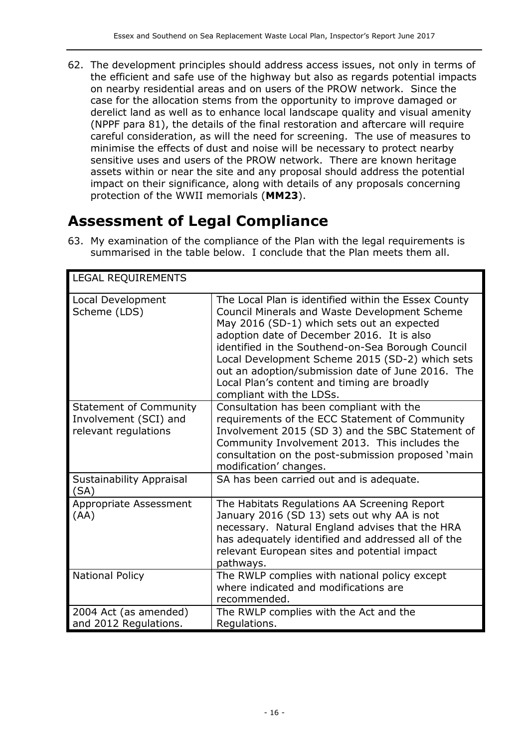62. The development principles should address access issues, not only in terms of the efficient and safe use of the highway but also as regards potential impacts on nearby residential areas and on users of the PROW network. Since the case for the allocation stems from the opportunity to improve damaged or derelict land as well as to enhance local landscape quality and visual amenity (NPPF para 81), the details of the final restoration and aftercare will require careful consideration, as will the need for screening. The use of measures to minimise the effects of dust and noise will be necessary to protect nearby sensitive uses and users of the PROW network. There are known heritage assets within or near the site and any proposal should address the potential impact on their significance, along with details of any proposals concerning protection of the WWII memorials (**MM23**).

# Assessment of Legal Compliance

63. My examination of the compliance of the Plan with the legal requirements is summarised in the table below. I conclude that the Plan meets them all.

| LEGAL REQUIREMENTS | |
|---|---|
| Local Development Scheme (LDS) | The Local Plan is identified within the Essex County Council Minerals and Waste Development Scheme May 2016 (SD-1) which sets out an expected adoption date of December 2016. It is also identified in the Southend-on-Sea Borough Council Local Development Scheme 2015 (SD-2) which sets out an adoption/submission date of June 2016. The Local Plan's content and timing are broadly compliant with the LDSs. |
| Statement of Community Involvement (SCI) and relevant regulations | Consultation has been compliant with the requirements of the ECC Statement of Community Involvement 2015 (SD 3) and the SBC Statement of Community Involvement 2013. This includes the consultation on the post-submission proposed 'main modification' changes. |
| Sustainability Appraisal (SA) | SA has been carried out and is adequate. |
| Appropriate Assessment (AA) | The Habitats Regulations AA Screening Report January 2016 (SD 13) sets out why AA is not necessary. Natural England advises that the HRA has adequately identified and addressed all of the relevant European sites and potential impact pathways. |
| National Policy | The RWLP complies with national policy except where indicated and modifications are recommended. |
| 2004 Act (as amended) and 2012 Regulations. | The RWLP complies with the Act and the Regulations. |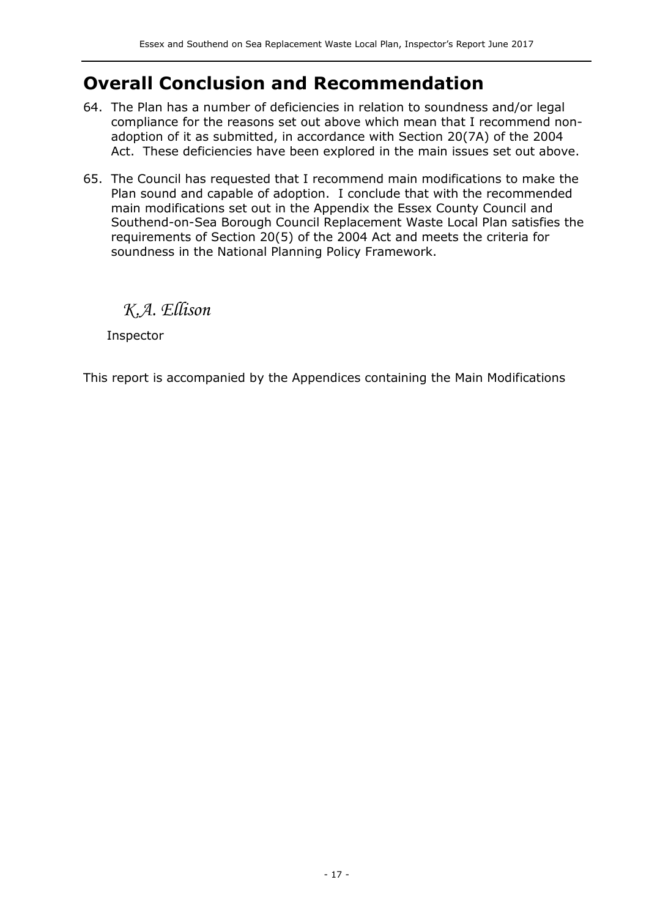# Overall Conclusion and Recommendation

64. The Plan has a number of deficiencies in relation to soundness and/or legal compliance for the reasons set out above which mean that I recommend non-adoption of it as submitted, in accordance with Section 20(7A) of the 2004 Act. These deficiencies have been explored in the main issues set out above.

65. The Council has requested that I recommend main modifications to make the Plan sound and capable of adoption. I conclude that with the recommended main modifications set out in the Appendix the Essex County Council and Southend-on-Sea Borough Council Replacement Waste Local Plan satisfies the requirements of Section 20(5) of the 2004 Act and meets the criteria for soundness in the National Planning Policy Framework.

*K.A. Ellison*

Inspector

This report is accompanied by the Appendices containing the Main Modifications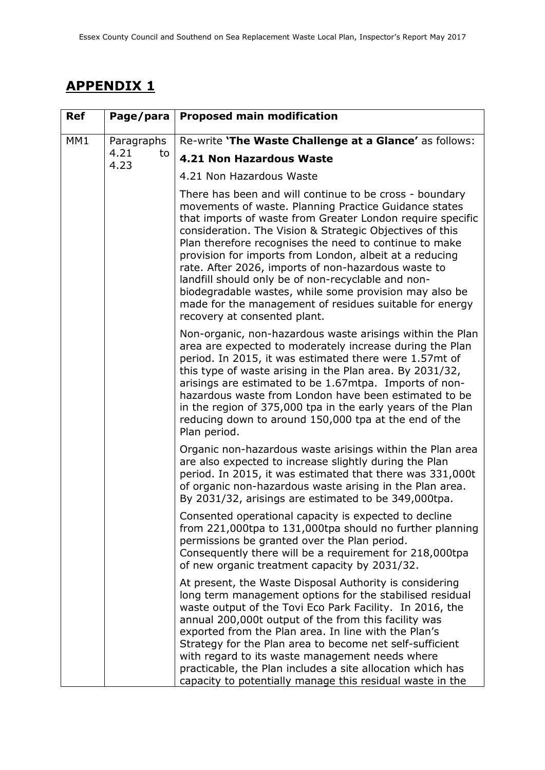## APPENDIX 1

| Ref | Page/para | Proposed main modification |
|---|---|---|
| MM1 | Paragraphs 4.21 to 4.23 | Re-write **'The Waste Challenge at a Glance'** as follows:<br>**4.21 Non Hazardous Waste**<br>4.21 Non Hazardous Waste<br>There has been and will continue to be cross - boundary movements of waste. Planning Practice Guidance states that imports of waste from Greater London require specific consideration. The Vision & Strategic Objectives of this Plan therefore recognises the need to continue to make provision for imports from London, albeit at a reducing rate. After 2026, imports of non-hazardous waste to landfill should only be of non-recyclable and non-biodegradable wastes, while some provision may also be made for the management of residues suitable for energy recovery at consented plant.<br>Non-organic, non-hazardous waste arisings within the Plan area are expected to moderately increase during the Plan period. In 2015, it was estimated there were 1.57mt of this type of waste arising in the Plan area. By 2031/32, arisings are estimated to be 1.67mtpa. Imports of non-hazardous waste from London have been estimated to be in the region of 375,000 tpa in the early years of the Plan reducing down to around 150,000 tpa at the end of the Plan period.<br>Organic non-hazardous waste arisings within the Plan area are also expected to increase slightly during the Plan period. In 2015, it was estimated that there was 331,000t of organic non-hazardous waste arising in the Plan area. By 2031/32, arisings are estimated to be 349,000tpa.<br>Consented operational capacity is expected to decline from 221,000tpa to 131,000tpa should no further planning permissions be granted over the Plan period. Consequently there will be a requirement for 218,000tpa of new organic treatment capacity by 2031/32.<br>At present, the Waste Disposal Authority is considering long term management options for the stabilised residual waste output of the Tovi Eco Park Facility. In 2016, the annual 200,000t output of the from this facility was exported from the Plan area. In line with the Plan's Strategy for the Plan area to become net self-sufficient with regard to its waste management needs where practicable, the Plan includes a site allocation which has capacity to potentially manage this residual waste in the |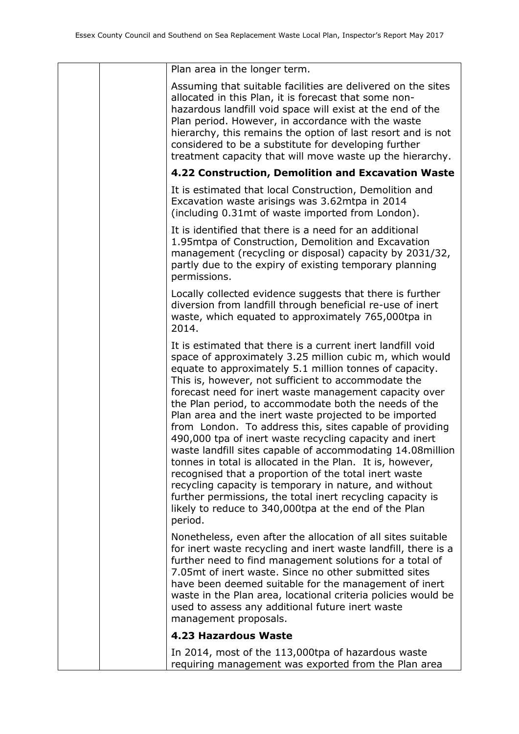| | | Plan area in the longer term.<br><br>Assuming that suitable facilities are delivered on the sites allocated in this Plan, it is forecast that some non-hazardous landfill void space will exist at the end of the Plan period. However, in accordance with the waste hierarchy, this remains the option of last resort and is not considered to be a substitute for developing further treatment capacity that will move waste up the hierarchy.<br><br>**4.22 Construction, Demolition and Excavation Waste**<br><br>It is estimated that local Construction, Demolition and Excavation waste arisings was 3.62mtpa in 2014 (including 0.31mt of waste imported from London).<br><br>It is identified that there is a need for an additional 1.95mtpa of Construction, Demolition and Excavation management (recycling or disposal) capacity by 2031/32, partly due to the expiry of existing temporary planning permissions.<br><br>Locally collected evidence suggests that there is further diversion from landfill through beneficial re-use of inert waste, which equated to approximately 765,000tpa in 2014.<br><br>It is estimated that there is a current inert landfill void space of approximately 3.25 million cubic m, which would equate to approximately 5.1 million tonnes of capacity. This is, however, not sufficient to accommodate the forecast need for inert waste management capacity over the Plan period, to accommodate both the needs of the Plan area and the inert waste projected to be imported from London. To address this, sites capable of providing 490,000 tpa of inert waste recycling capacity and inert waste landfill sites capable of accommodating 14.08million tonnes in total is allocated in the Plan. It is, however, recognised that a proportion of the total inert waste recycling capacity is temporary in nature, and without further permissions, the total inert recycling capacity is likely to reduce to 340,000tpa at the end of the Plan period.<br><br>Nonetheless, even after the allocation of all sites suitable for inert waste recycling and inert waste landfill, there is a further need to find management solutions for a total of 7.05mt of inert waste. Since no other submitted sites have been deemed suitable for the management of inert waste in the Plan area, locational criteria policies would be used to assess any additional future inert waste management proposals.<br><br>**4.23 Hazardous Waste**<br><br>In 2014, most of the 113,000tpa of hazardous waste requiring management was exported from the Plan area |
|---|---|---|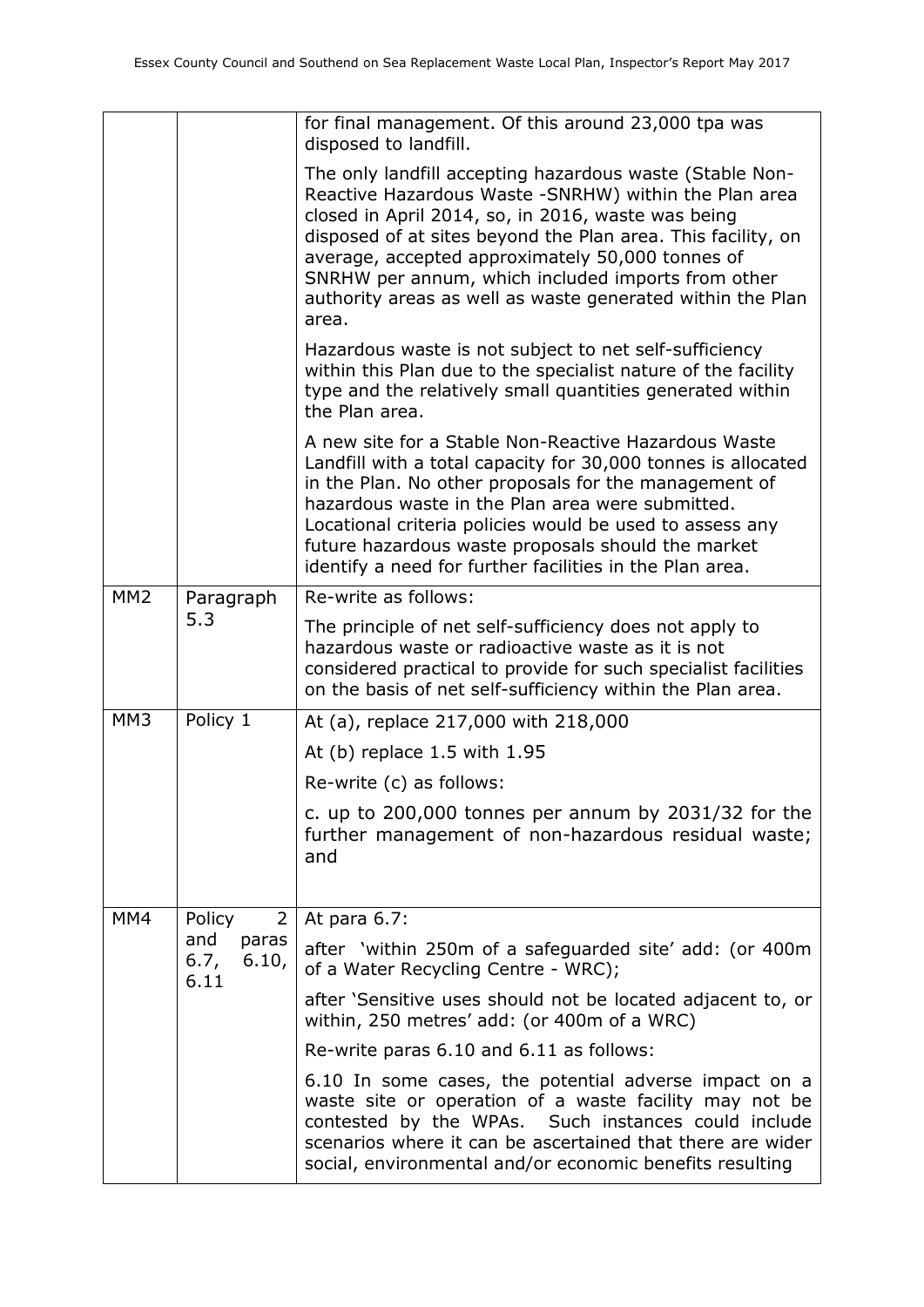| | | |
|---|---|---|
| | | for final management. Of this around 23,000 tpa was disposed to landfill.<br><br>The only landfill accepting hazardous waste (Stable Non-Reactive Hazardous Waste -SNRHW) within the Plan area closed in April 2014, so, in 2016, waste was being disposed of at sites beyond the Plan area. This facility, on average, accepted approximately 50,000 tonnes of SNRHW per annum, which included imports from other authority areas as well as waste generated within the Plan area.<br><br>Hazardous waste is not subject to net self-sufficiency within this Plan due to the specialist nature of the facility type and the relatively small quantities generated within the Plan area.<br><br>A new site for a Stable Non-Reactive Hazardous Waste Landfill with a total capacity for 30,000 tonnes is allocated in the Plan. No other proposals for the management of hazardous waste in the Plan area were submitted. Locational criteria policies would be used to assess any future hazardous waste proposals should the market identify a need for further facilities in the Plan area. |
| MM2 | Paragraph 5.3 | Re-write as follows:<br><br>The principle of net self-sufficiency does not apply to hazardous waste or radioactive waste as it is not considered practical to provide for such specialist facilities on the basis of net self-sufficiency within the Plan area. |
| MM3 | Policy 1 | At (a), replace 217,000 with 218,000<br><br>At (b) replace 1.5 with 1.95<br><br>Re-write (c) as follows:<br><br>c. up to 200,000 tonnes per annum by 2031/32 for the further management of non-hazardous residual waste; and |
| MM4 | Policy 2 and paras 6.7, 6.10, 6.11 | At para 6.7:<br><br>after 'within 250m of a safeguarded site' add: (or 400m of a Water Recycling Centre - WRC);<br><br>after 'Sensitive uses should not be located adjacent to, or within, 250 metres' add: (or 400m of a WRC)<br><br>Re-write paras 6.10 and 6.11 as follows:<br><br>6.10 In some cases, the potential adverse impact on a waste site or operation of a waste facility may not be contested by the WPAs. Such instances could include scenarios where it can be ascertained that there are wider social, environmental and/or economic benefits resulting |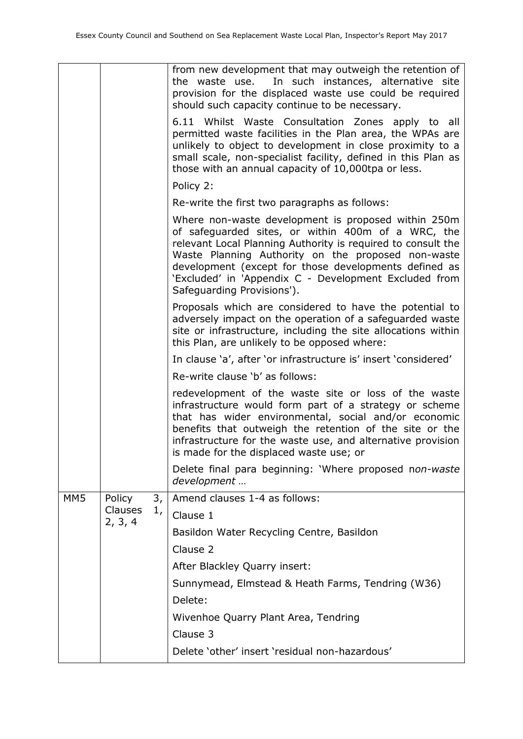| | | |
|---|---|---|
| | | from new development that may outweigh the retention of the waste use. In such instances, alternative site provision for the displaced waste use could be required should such capacity continue to be necessary.<br><br>6.11 Whilst Waste Consultation Zones apply to all permitted waste facilities in the Plan area, the WPAs are unlikely to object to development in close proximity to a small scale, non-specialist facility, defined in this Plan as those with an annual capacity of 10,000tpa or less.<br><br>Policy 2:<br><br>Re-write the first two paragraphs as follows:<br><br>Where non-waste development is proposed within 250m of safeguarded sites, or within 400m of a WRC, the relevant Local Planning Authority is required to consult the Waste Planning Authority on the proposed non-waste development (except for those developments defined as 'Excluded' in 'Appendix C - Development Excluded from Safeguarding Provisions').<br><br>Proposals which are considered to have the potential to adversely impact on the operation of a safeguarded waste site or infrastructure, including the site allocations within this Plan, are unlikely to be opposed where:<br><br>In clause 'a', after 'or infrastructure is' insert 'considered'<br><br>Re-write clause 'b' as follows:<br><br>redevelopment of the waste site or loss of the waste infrastructure would form part of a strategy or scheme that has wider environmental, social and/or economic benefits that outweigh the retention of the site or the infrastructure for the waste use, and alternative provision is made for the displaced waste use; or<br><br>Delete final para beginning: 'Where proposed n*on-waste development …* |
| MM5 | Policy 3, Clauses 1, 2, 3, 4 | Amend clauses 1-4 as follows:<br><br>Clause 1<br><br>Basildon Water Recycling Centre, Basildon<br><br>Clause 2<br><br>After Blackley Quarry insert:<br><br>Sunnymead, Elmstead & Heath Farms, Tendring (W36)<br><br>Delete:<br><br>Wivenhoe Quarry Plant Area, Tendring<br><br>Clause 3<br><br>Delete 'other' insert 'residual non-hazardous' |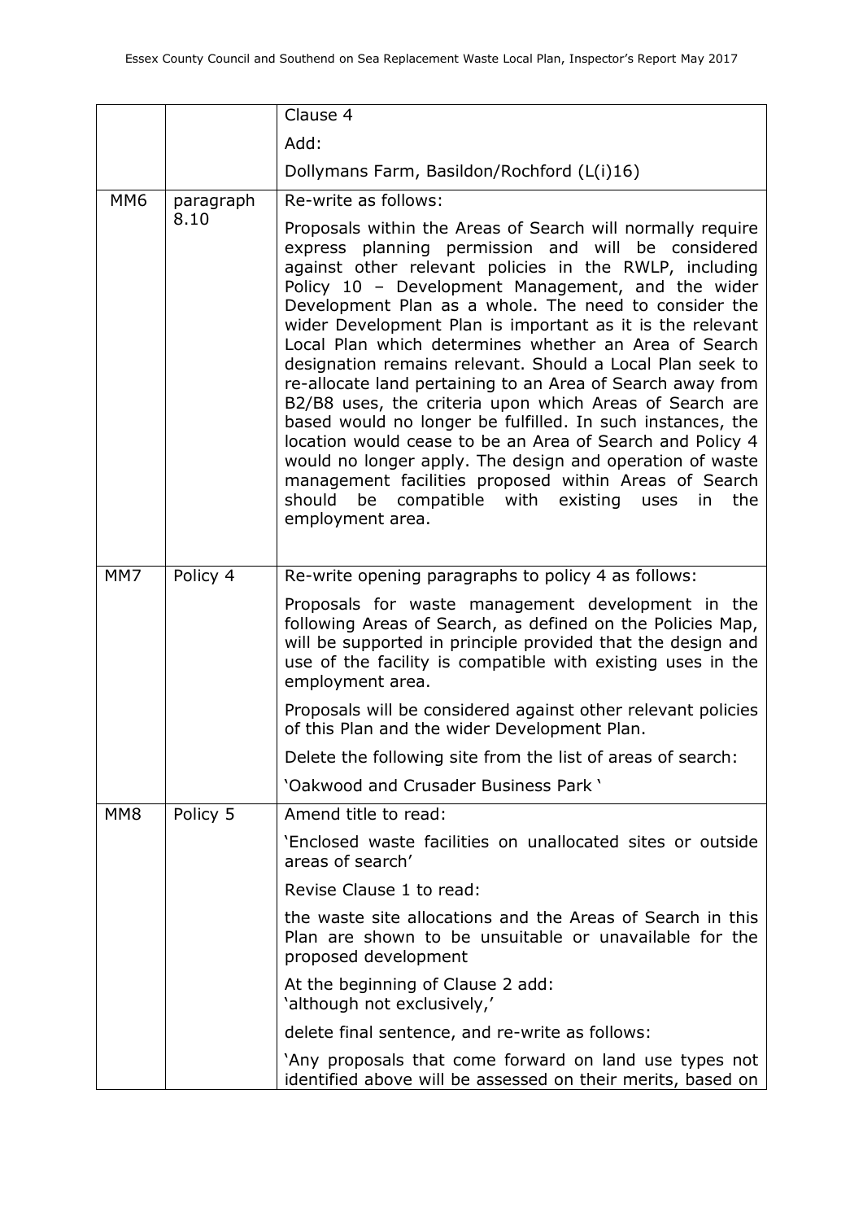| | | |
|---|---|---|
| | | Clause 4<br><br>Add:<br><br>Dollymans Farm, Basildon/Rochford (L(i)16) |
| MM6 | paragraph 8.10 | Re-write as follows:<br><br>Proposals within the Areas of Search will normally require express planning permission and will be considered against other relevant policies in the RWLP, including Policy 10 – Development Management, and the wider Development Plan as a whole. The need to consider the wider Development Plan is important as it is the relevant Local Plan which determines whether an Area of Search designation remains relevant. Should a Local Plan seek to re-allocate land pertaining to an Area of Search away from B2/B8 uses, the criteria upon which Areas of Search are based would no longer be fulfilled. In such instances, the location would cease to be an Area of Search and Policy 4 would no longer apply. The design and operation of waste management facilities proposed within Areas of Search should be compatible with existing uses in the employment area. |
| MM7 | Policy 4 | Re-write opening paragraphs to policy 4 as follows:<br><br>Proposals for waste management development in the following Areas of Search, as defined on the Policies Map, will be supported in principle provided that the design and use of the facility is compatible with existing uses in the employment area.<br><br>Proposals will be considered against other relevant policies of this Plan and the wider Development Plan.<br><br>Delete the following site from the list of areas of search:<br><br>'Oakwood and Crusader Business Park ' |
| MM8 | Policy 5 | Amend title to read:<br><br>'Enclosed waste facilities on unallocated sites or outside areas of search'<br><br>Revise Clause 1 to read:<br><br>the waste site allocations and the Areas of Search in this Plan are shown to be unsuitable or unavailable for the proposed development<br><br>At the beginning of Clause 2 add:<br>'although not exclusively,'<br><br>delete final sentence, and re-write as follows:<br><br>'Any proposals that come forward on land use types not identified above will be assessed on their merits, based on |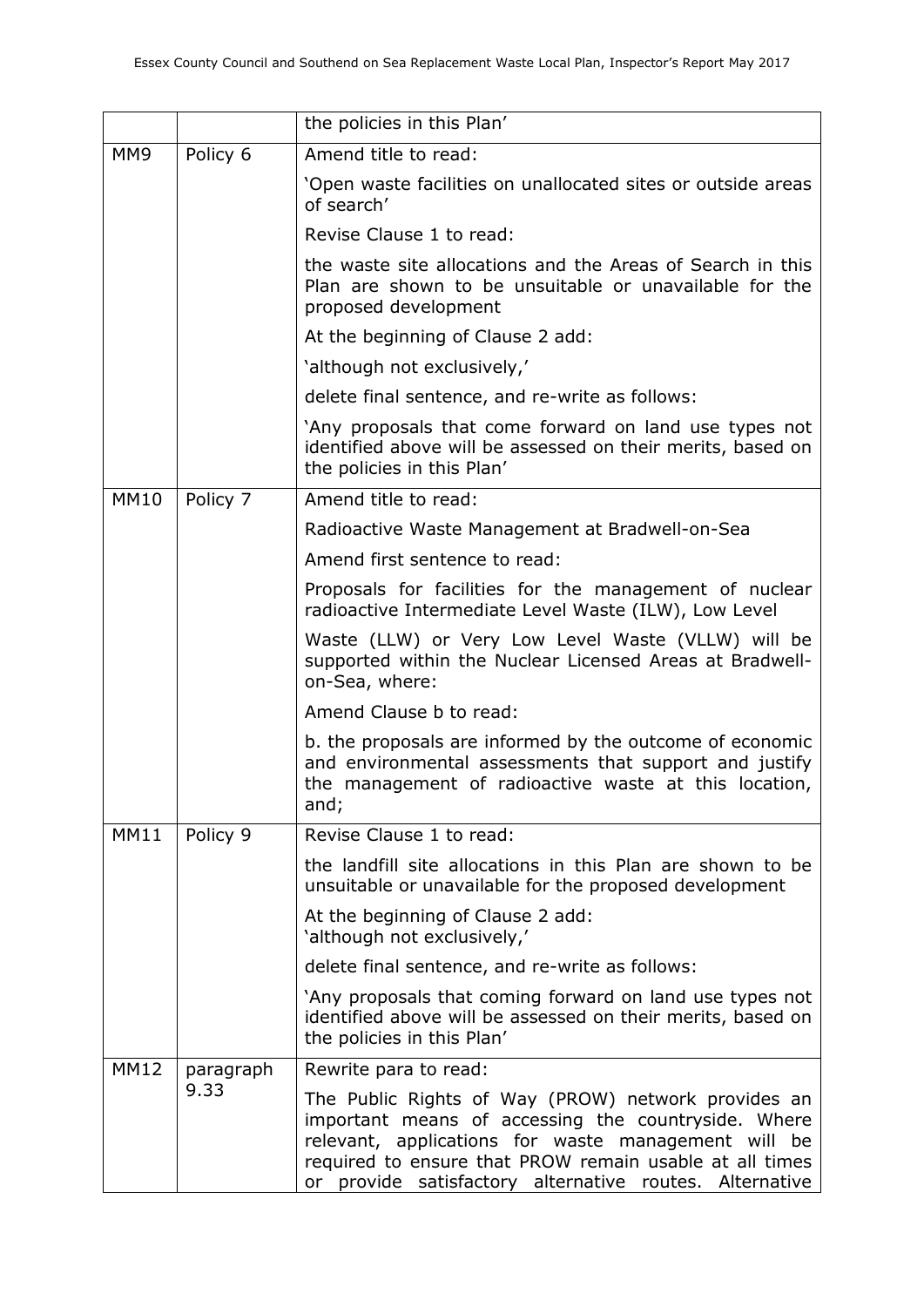| | | the policies in this Plan' |
|---|---|---|
| MM9 | Policy 6 | Amend title to read:<br><br>'Open waste facilities on unallocated sites or outside areas of search'<br><br>Revise Clause 1 to read:<br><br>the waste site allocations and the Areas of Search in this Plan are shown to be unsuitable or unavailable for the proposed development<br><br>At the beginning of Clause 2 add:<br><br>'although not exclusively,'<br><br>delete final sentence, and re-write as follows:<br><br>'Any proposals that come forward on land use types not identified above will be assessed on their merits, based on the policies in this Plan' |
| MM10 | Policy 7 | Amend title to read:<br><br>Radioactive Waste Management at Bradwell-on-Sea<br><br>Amend first sentence to read:<br><br>Proposals for facilities for the management of nuclear radioactive Intermediate Level Waste (ILW), Low Level Waste (LLW) or Very Low Level Waste (VLLW) will be supported within the Nuclear Licensed Areas at Bradwell-on-Sea, where:<br><br>Amend Clause b to read:<br><br>b. the proposals are informed by the outcome of economic and environmental assessments that support and justify the management of radioactive waste at this location, and; |
| MM11 | Policy 9 | Revise Clause 1 to read:<br><br>the landfill site allocations in this Plan are shown to be unsuitable or unavailable for the proposed development<br><br>At the beginning of Clause 2 add:<br>'although not exclusively,'<br><br>delete final sentence, and re-write as follows:<br><br>'Any proposals that coming forward on land use types not identified above will be assessed on their merits, based on the policies in this Plan' |
| MM12 | paragraph 9.33 | Rewrite para to read:<br><br>The Public Rights of Way (PROW) network provides an important means of accessing the countryside. Where relevant, applications for waste management will be required to ensure that PROW remain usable at all times or provide satisfactory alternative routes. Alternative |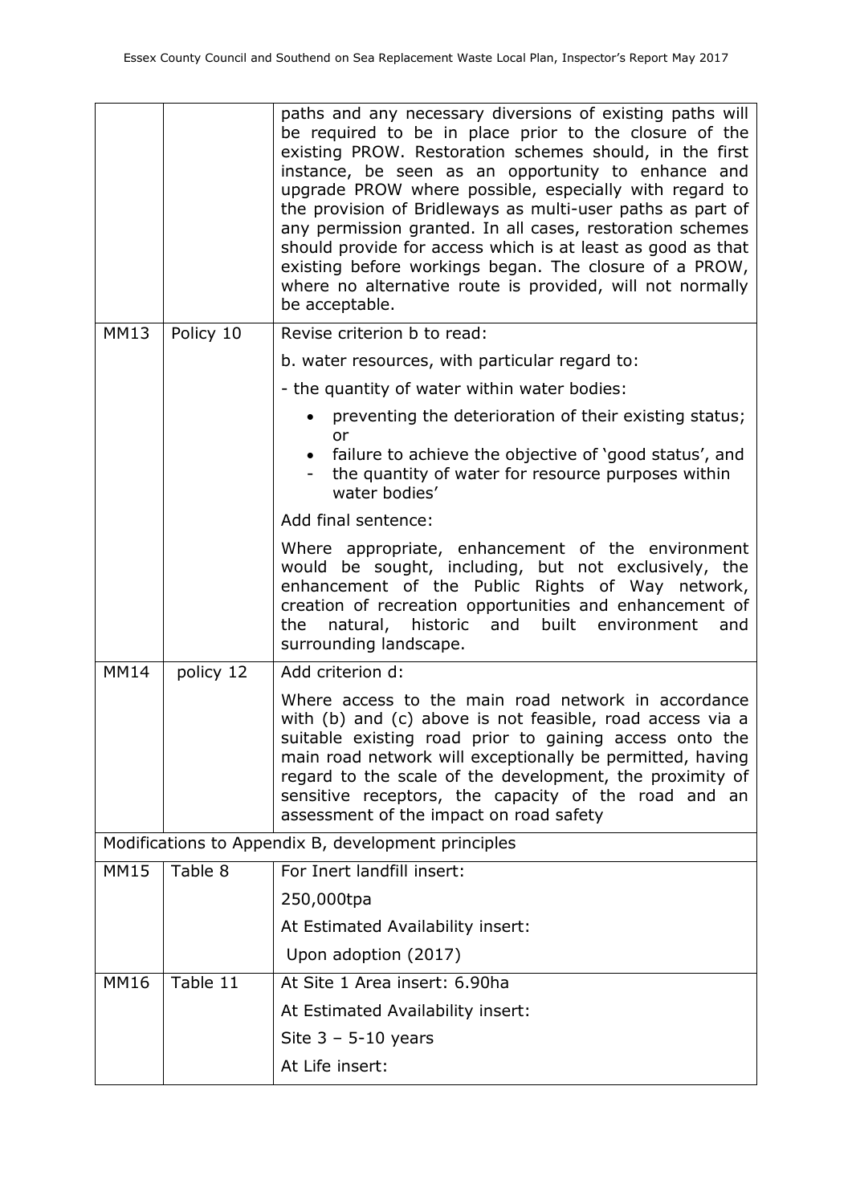| | | |
|---|---|---|
| | | paths and any necessary diversions of existing paths will be required to be in place prior to the closure of the existing PROW. Restoration schemes should, in the first instance, be seen as an opportunity to enhance and upgrade PROW where possible, especially with regard to the provision of Bridleways as multi-user paths as part of any permission granted. In all cases, restoration schemes should provide for access which is at least as good as that existing before workings began. The closure of a PROW, where no alternative route is provided, will not normally be acceptable. |
| MM13 | Policy 10 | Revise criterion b to read:<br><br>b. water resources, with particular regard to:<br><br>- the quantity of water within water bodies:<br><br>• preventing the deterioration of their existing status; or<br>• failure to achieve the objective of 'good status', and<br>- the quantity of water for resource purposes within water bodies'<br><br>Add final sentence:<br><br>Where appropriate, enhancement of the environment would be sought, including, but not exclusively, the enhancement of the Public Rights of Way network, creation of recreation opportunities and enhancement of the natural, historic and built environment and surrounding landscape. |
| MM14 | policy 12 | Add criterion d:<br><br>Where access to the main road network in accordance with (b) and (c) above is not feasible, road access via a suitable existing road prior to gaining access onto the main road network will exceptionally be permitted, having regard to the scale of the development, the proximity of sensitive receptors, the capacity of the road and an assessment of the impact on road safety |
| Modifications to Appendix B, development principles | | |
| MM15 | Table 8 | For Inert landfill insert:<br><br>250,000tpa<br><br>At Estimated Availability insert:<br><br>Upon adoption (2017) |
| MM16 | Table 11 | At Site 1 Area insert: 6.90ha<br><br>At Estimated Availability insert:<br><br>Site 3 – 5-10 years<br><br>At Life insert: |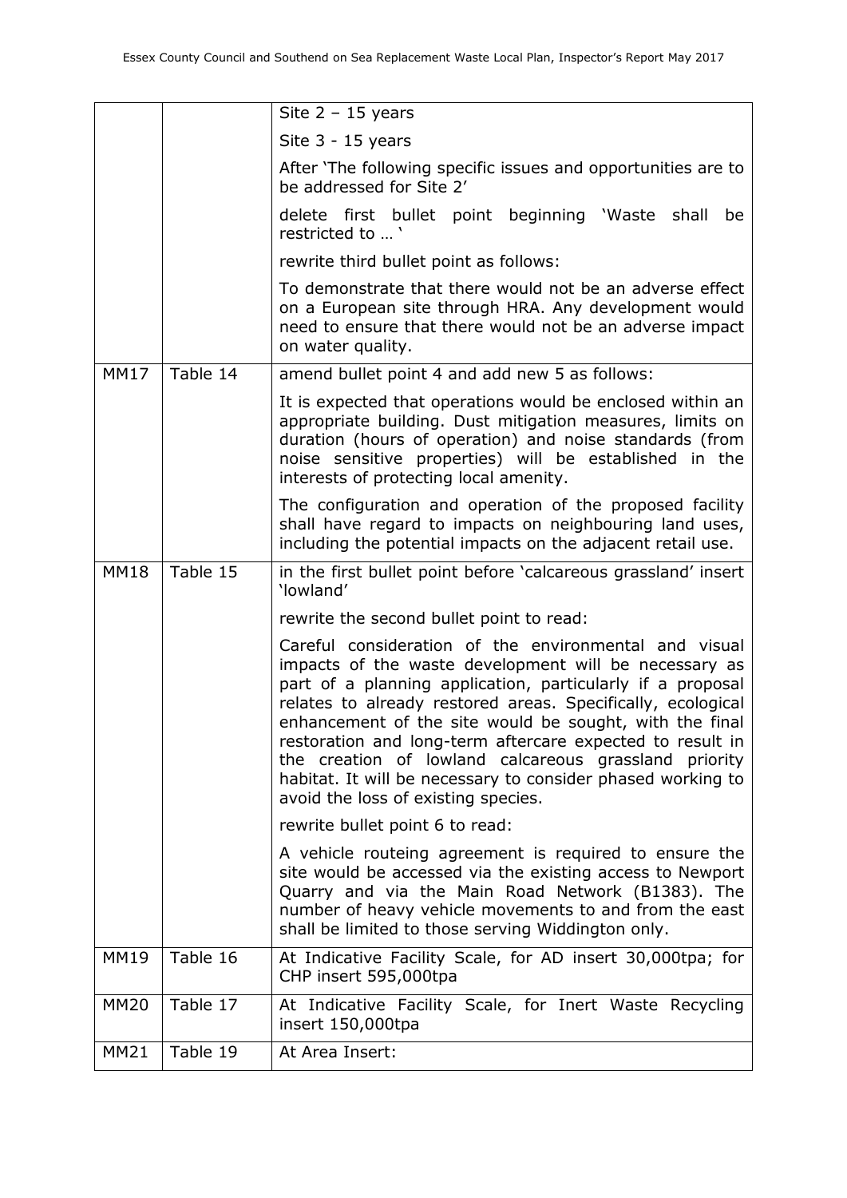| | | |
|---|---|---|
| | | Site 2 – 15 years<br><br>Site 3 - 15 years<br><br>After 'The following specific issues and opportunities are to be addressed for Site 2'<br><br>delete first bullet point beginning 'Waste shall be restricted to … '<br><br>rewrite third bullet point as follows:<br><br>To demonstrate that there would not be an adverse effect on a European site through HRA. Any development would need to ensure that there would not be an adverse impact on water quality. |
| MM17 | Table 14 | amend bullet point 4 and add new 5 as follows:<br><br>It is expected that operations would be enclosed within an appropriate building. Dust mitigation measures, limits on duration (hours of operation) and noise standards (from noise sensitive properties) will be established in the interests of protecting local amenity.<br><br>The configuration and operation of the proposed facility shall have regard to impacts on neighbouring land uses, including the potential impacts on the adjacent retail use. |
| MM18 | Table 15 | in the first bullet point before 'calcareous grassland' insert 'lowland'<br><br>rewrite the second bullet point to read:<br><br>Careful consideration of the environmental and visual impacts of the waste development will be necessary as part of a planning application, particularly if a proposal relates to already restored areas. Specifically, ecological enhancement of the site would be sought, with the final restoration and long-term aftercare expected to result in the creation of lowland calcareous grassland priority habitat. It will be necessary to consider phased working to avoid the loss of existing species.<br><br>rewrite bullet point 6 to read:<br><br>A vehicle routeing agreement is required to ensure the site would be accessed via the existing access to Newport Quarry and via the Main Road Network (B1383). The number of heavy vehicle movements to and from the east shall be limited to those serving Widdington only. |
| MM19 | Table 16 | At Indicative Facility Scale, for AD insert 30,000tpa; for CHP insert 595,000tpa |
| MM20 | Table 17 | At Indicative Facility Scale, for Inert Waste Recycling insert 150,000tpa |
| MM21 | Table 19 | At Area Insert: |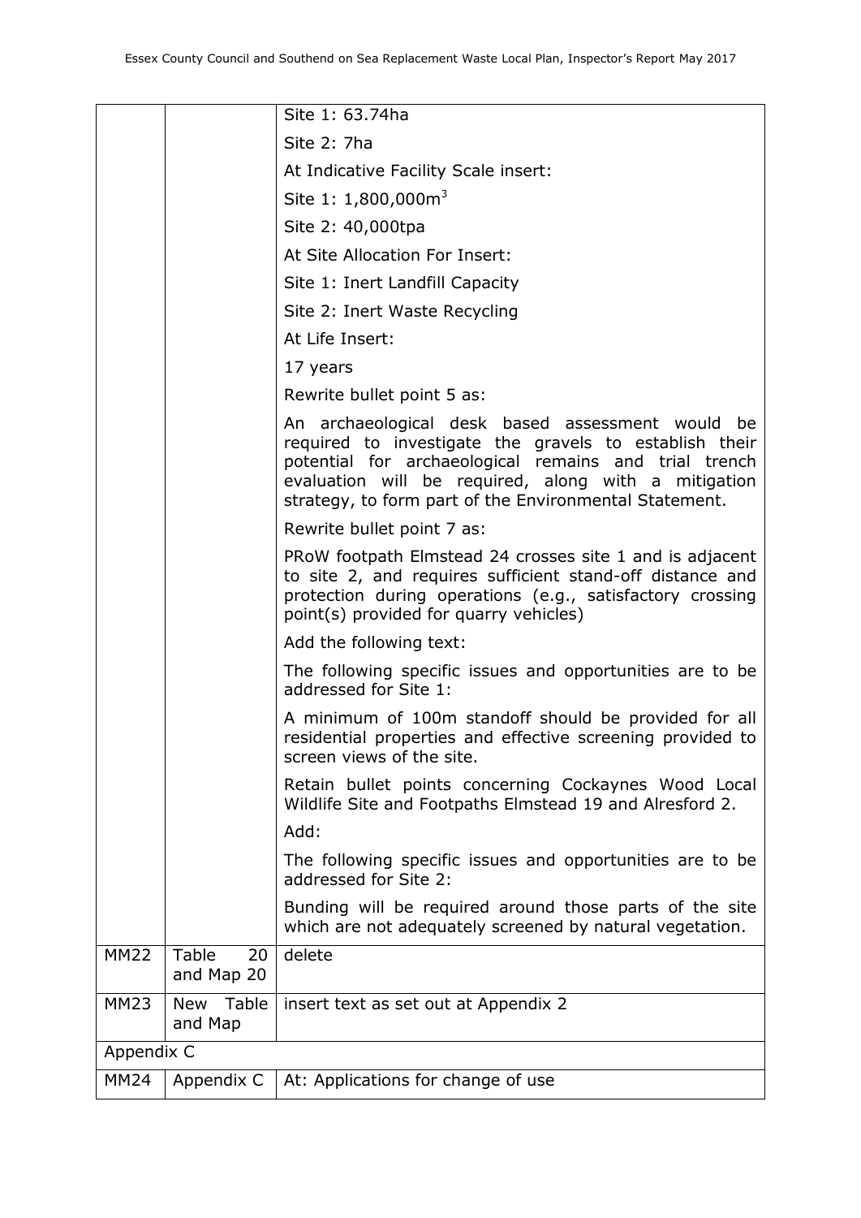| | | |
|---|---|---|
| | | Site 1: 63.74ha<br>Site 2: 7ha<br>At Indicative Facility Scale insert:<br>Site 1: 1,800,000m$^3$<br>Site 2: 40,000tpa<br>At Site Allocation For Insert:<br>Site 1: Inert Landfill Capacity<br>Site 2: Inert Waste Recycling<br>At Life Insert:<br>17 years<br>Rewrite bullet point 5 as:<br>An archaeological desk based assessment would be required to investigate the gravels to establish their potential for archaeological remains and trial trench evaluation will be required, along with a mitigation strategy, to form part of the Environmental Statement.<br>Rewrite bullet point 7 as:<br>PRoW footpath Elmstead 24 crosses site 1 and is adjacent to site 2, and requires sufficient stand-off distance and protection during operations (e.g., satisfactory crossing point(s) provided for quarry vehicles)<br>Add the following text:<br>The following specific issues and opportunities are to be addressed for Site 1:<br>A minimum of 100m standoff should be provided for all residential properties and effective screening provided to screen views of the site.<br>Retain bullet points concerning Cockaynes Wood Local Wildlife Site and Footpaths Elmstead 19 and Alresford 2.<br>Add:<br>The following specific issues and opportunities are to be addressed for Site 2:<br>Bunding will be required around those parts of the site which are not adequately screened by natural vegetation. |
| MM22 | Table 20 and Map 20 | delete |
| MM23 | New Table and Map | insert text as set out at Appendix 2 |
| Appendix C | | |
| MM24 | Appendix C | At: Applications for change of use |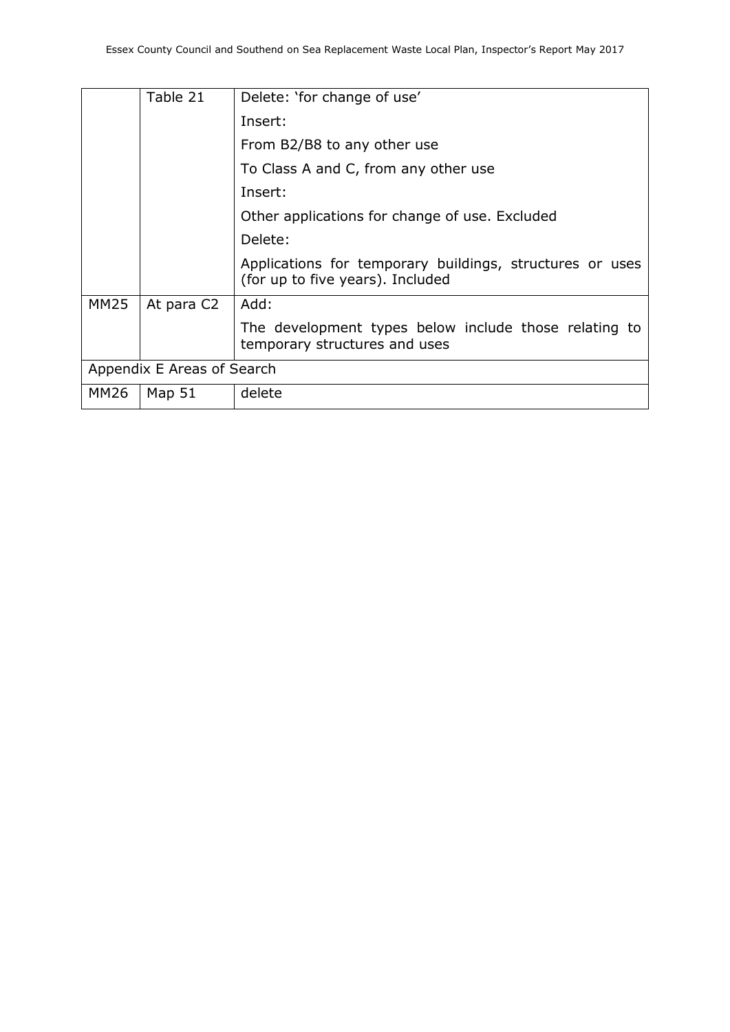| | | |
|---|---|---|
| | Table 21 | Delete: 'for change of use' |
| | | Insert: |
| | | From B2/B8 to any other use |
| | | To Class A and C, from any other use |
| | | Insert: |
| | | Other applications for change of use. Excluded |
| | | Delete: |
| | | Applications for temporary buildings, structures or uses (for up to five years). Included |
| MM25 | At para C2 | Add: |
| | | The development types below include those relating to temporary structures and uses |
| Appendix E Areas of Search | | |
| MM26 | Map 51 | delete |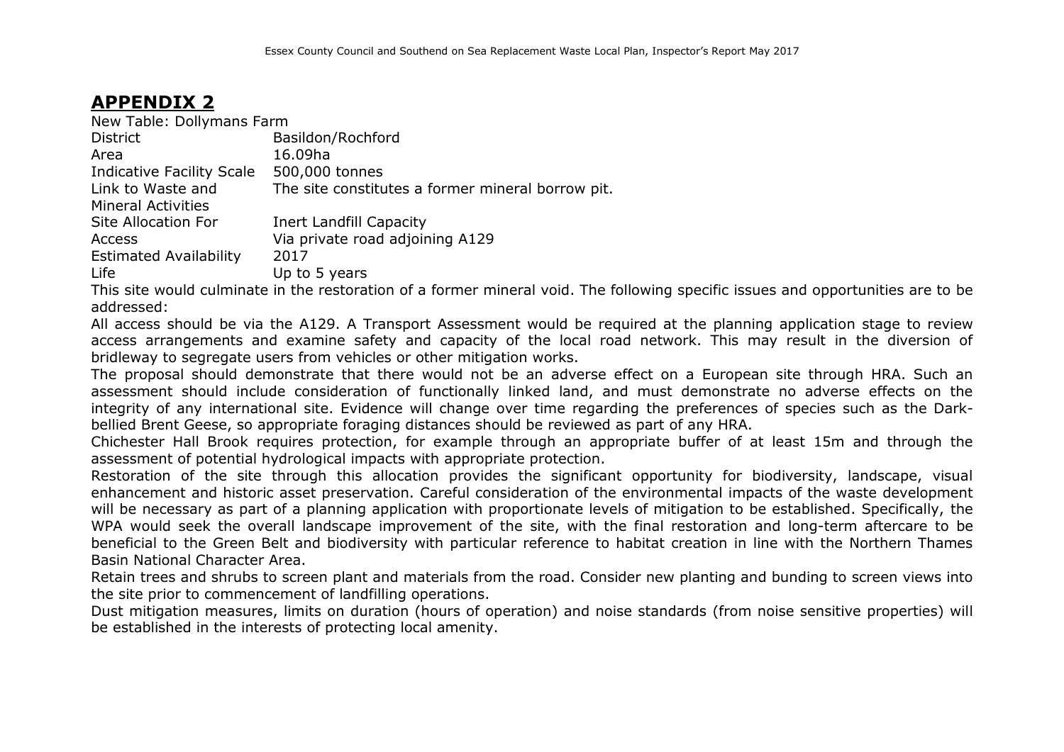## APPENDIX 2

New Table: Dollymans Farm

| | |
|---|---|
| District | Basildon/Rochford |
| Area | 16.09ha |
| Indicative Facility Scale | 500,000 tonnes |
| Link to Waste and Mineral Activities | The site constitutes a former mineral borrow pit. |
| Site Allocation For | Inert Landfill Capacity |
| Access | Via private road adjoining A129 |
| Estimated Availability | 2017 |
| Life | Up to 5 years |

This site would culminate in the restoration of a former mineral void. The following specific issues and opportunities are to be addressed:

All access should be via the A129. A Transport Assessment would be required at the planning application stage to review access arrangements and examine safety and capacity of the local road network. This may result in the diversion of bridleway to segregate users from vehicles or other mitigation works.

The proposal should demonstrate that there would not be an adverse effect on a European site through HRA. Such an assessment should include consideration of functionally linked land, and must demonstrate no adverse effects on the integrity of any international site. Evidence will change over time regarding the preferences of species such as the Dark-bellied Brent Geese, so appropriate foraging distances should be reviewed as part of any HRA.

Chichester Hall Brook requires protection, for example through an appropriate buffer of at least 15m and through the assessment of potential hydrological impacts with appropriate protection.

Restoration of the site through this allocation provides the significant opportunity for biodiversity, landscape, visual enhancement and historic asset preservation. Careful consideration of the environmental impacts of the waste development will be necessary as part of a planning application with proportionate levels of mitigation to be established. Specifically, the WPA would seek the overall landscape improvement of the site, with the final restoration and long-term aftercare to be beneficial to the Green Belt and biodiversity with particular reference to habitat creation in line with the Northern Thames Basin National Character Area.

Retain trees and shrubs to screen plant and materials from the road. Consider new planting and bunding to screen views into the site prior to commencement of landfilling operations.

Dust mitigation measures, limits on duration (hours of operation) and noise standards (from noise sensitive properties) will be established in the interests of protecting local amenity.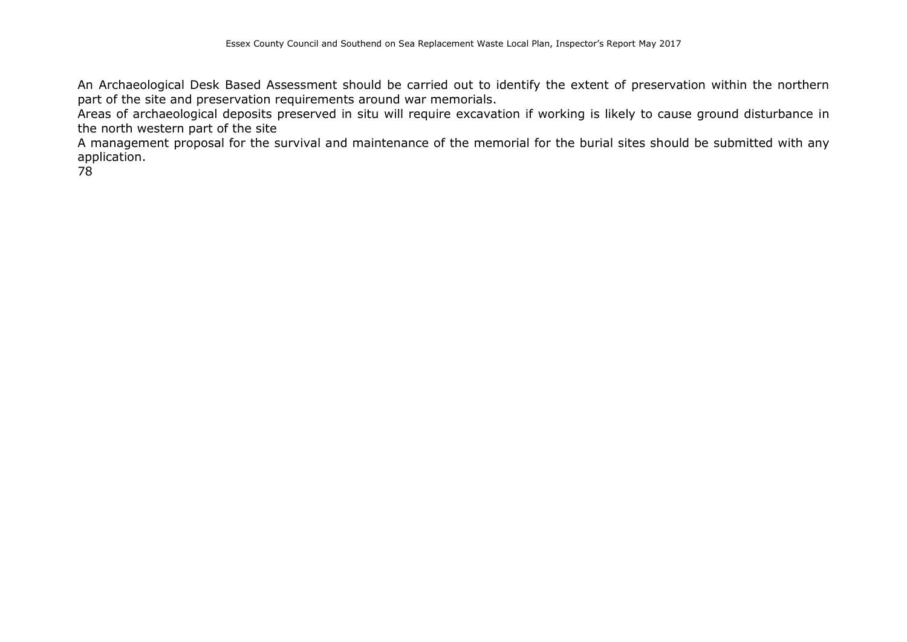An Archaeological Desk Based Assessment should be carried out to identify the extent of preservation within the northern part of the site and preservation requirements around war memorials.

Areas of archaeological deposits preserved in situ will require excavation if working is likely to cause ground disturbance in the north western part of the site

A management proposal for the survival and maintenance of the memorial for the burial sites should be submitted with any application.